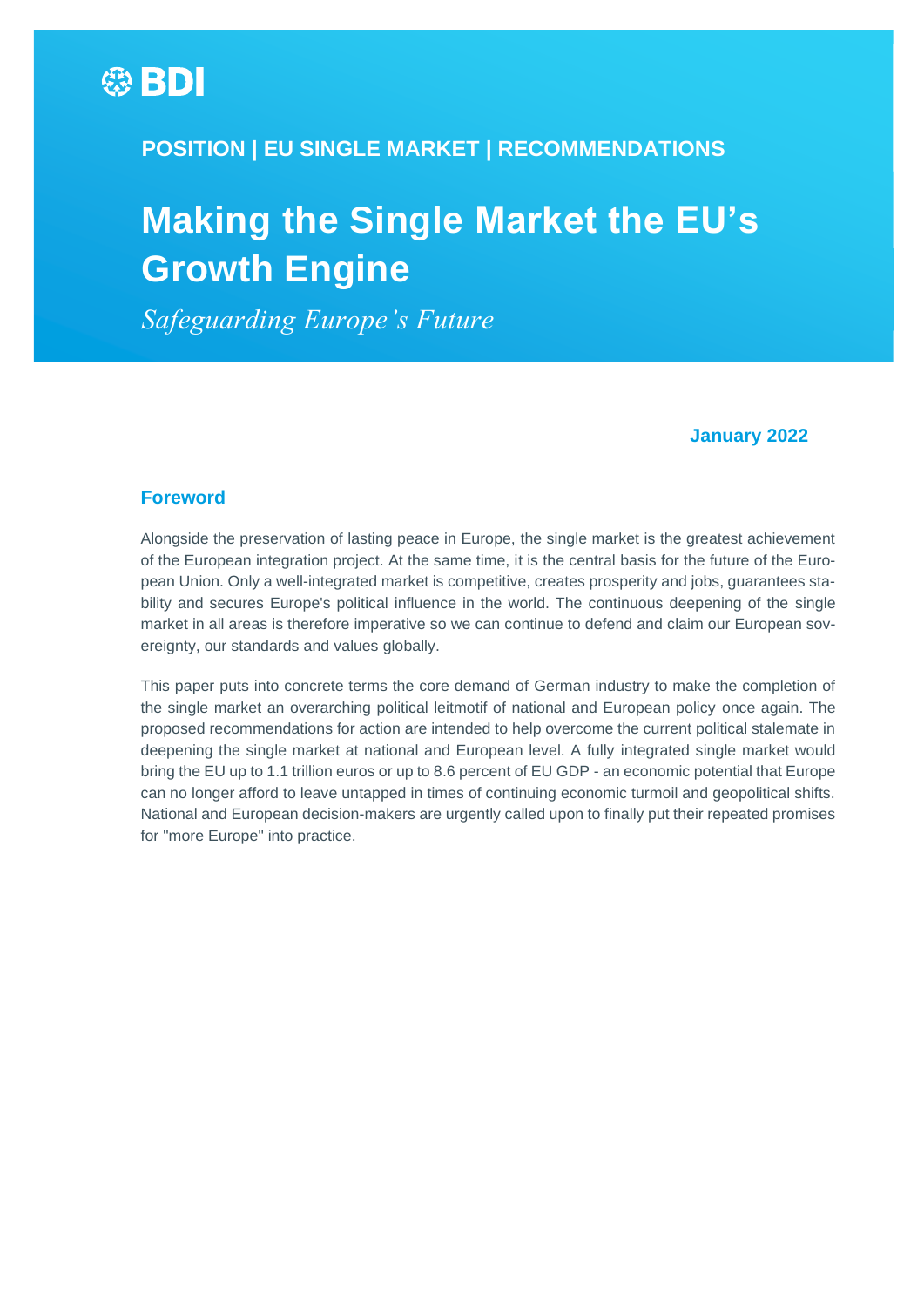BDI

**POSITION | EU SINGLE MARKET | RECOMMENDATIONS**

# Making the Single Market the EU's Growth Engine

*Safeguarding Europe's Future*

**January 2022**

## Foreword

Alongside the preservation of lasting peace in Europe, the single market is the greatest achievement of the European integration project. At the same time, it is the central basis for the future of the European Union. Only a well-integrated market is competitive, creates prosperity and jobs, guarantees stability and secures Europe's political influence in the world. The continuous deepening of the single market in all areas is therefore imperative so we can continue to defend and claim our European sovereignty, our standards and values globally.

This paper puts into concrete terms the core demand of German industry to make the completion of the single market an overarching political leitmotif of national and European policy once again. The proposed recommendations for action are intended to help overcome the current political stalemate in deepening the single market at national and European level. A fully integrated single market would bring the EU up to 1.1 trillion euros or up to 8.6 percent of EU GDP - an economic potential that Europe can no longer afford to leave untapped in times of continuing economic turmoil and geopolitical shifts. National and European decision-makers are urgently called upon to finally put their repeated promises for "more Europe" into practice.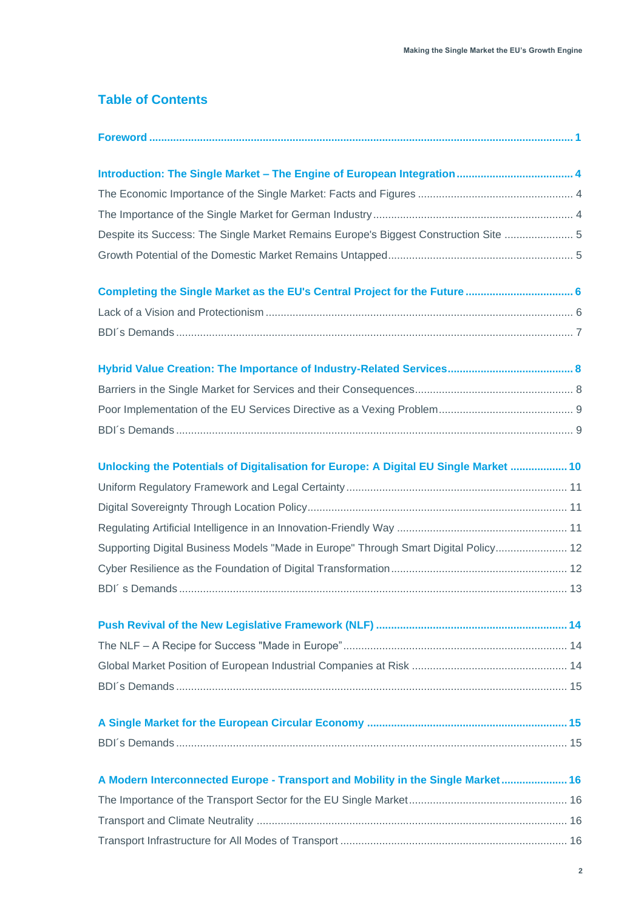## Table of Contents

**Foreword** ........................................................................................................................................ **1**

**Introduction: The Single Market – The Engine of European Integration** ....................................... **4**

The Economic Importance of the Single Market: Facts and Figures .................................................... 4

The Importance of the Single Market for German Industry ................................................................... 4

Despite its Success: The Single Market Remains Europe's Biggest Construction Site ....................... 5

Growth Potential of the Domestic Market Remains Untapped ............................................................. 5

**Completing the Single Market as the EU's Central Project for the Future** .................................... **6**

Lack of a Vision and Protectionism ...................................................................................................... 6

BDI´s Demands .................................................................................................................................... 7

**Hybrid Value Creation: The Importance of Industry-Related Services** ......................................... **8**

Barriers in the Single Market for Services and their Consequences .................................................... 8

Poor Implementation of the EU Services Directive as a Vexing Problem ............................................ 9

BDI´s Demands .................................................................................................................................... 9

**Unlocking the Potentials of Digitalisation for Europe: A Digital EU Single Market** ................... **10**

Uniform Regulatory Framework and Legal Certainty ......................................................................... 11

Digital Sovereignty Through Location Policy ...................................................................................... 11

Regulating Artificial Intelligence in an Innovation-Friendly Way ........................................................ 11

Supporting Digital Business Models "Made in Europe" Through Smart Digital Policy ........................ 12

Cyber Resilience as the Foundation of Digital Transformation ........................................................... 12

BDI´ s Demands ................................................................................................................................. 13

**Push Revival of the New Legislative Framework (NLF)** ............................................................... **14**

The NLF – A Recipe for Success "Made in Europe” .......................................................................... 14

Global Market Position of European Industrial Companies at Risk ................................................... 14

BDI´s Demands .................................................................................................................................. 15

**A Single Market for the European Circular Economy** .................................................................. **15**

BDI´s Demands .................................................................................................................................. 15

**A Modern Interconnected Europe - Transport and Mobility in the Single Market** ...................... **16**

The Importance of the Transport Sector for the EU Single Market .................................................... 16

Transport and Climate Neutrality ....................................................................................................... 16

Transport Infrastructure for All Modes of Transport ........................................................................... 16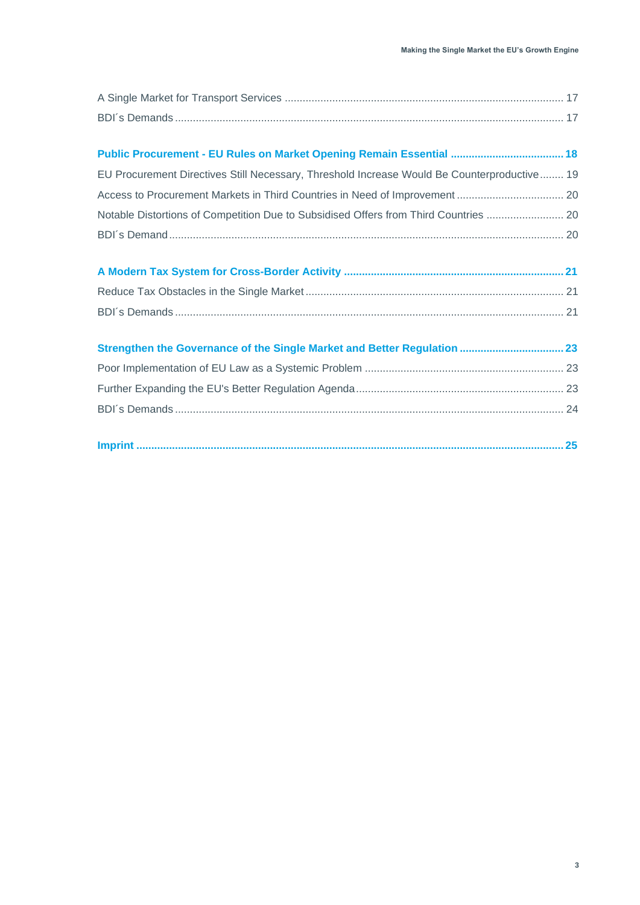A Single Market for Transport Services ........................................................................................ 17

BDI´s Demands ................................................................................................................................ 17

**Public Procurement - EU Rules on Market Opening Remain Essential ..................................... 18**

EU Procurement Directives Still Necessary, Threshold Increase Would Be Counterproductive ........ 19

Access to Procurement Markets in Third Countries in Need of Improvement .................................... 20

Notable Distortions of Competition Due to Subsidised Offers from Third Countries .......................... 20

BDI´s Demand .................................................................................................................................. 20

**A Modern Tax System for Cross-Border Activity ......................................................................... 21**

Reduce Tax Obstacles in the Single Market ...................................................................................... 21

BDI´s Demands ................................................................................................................................ 21

**Strengthen the Governance of the Single Market and Better Regulation ................................... 23**

Poor Implementation of EU Law as a Systemic Problem .................................................................. 23

Further Expanding the EU's Better Regulation Agenda ..................................................................... 23

BDI´s Demands ................................................................................................................................ 24

**Imprint ............................................................................................................................................ 25**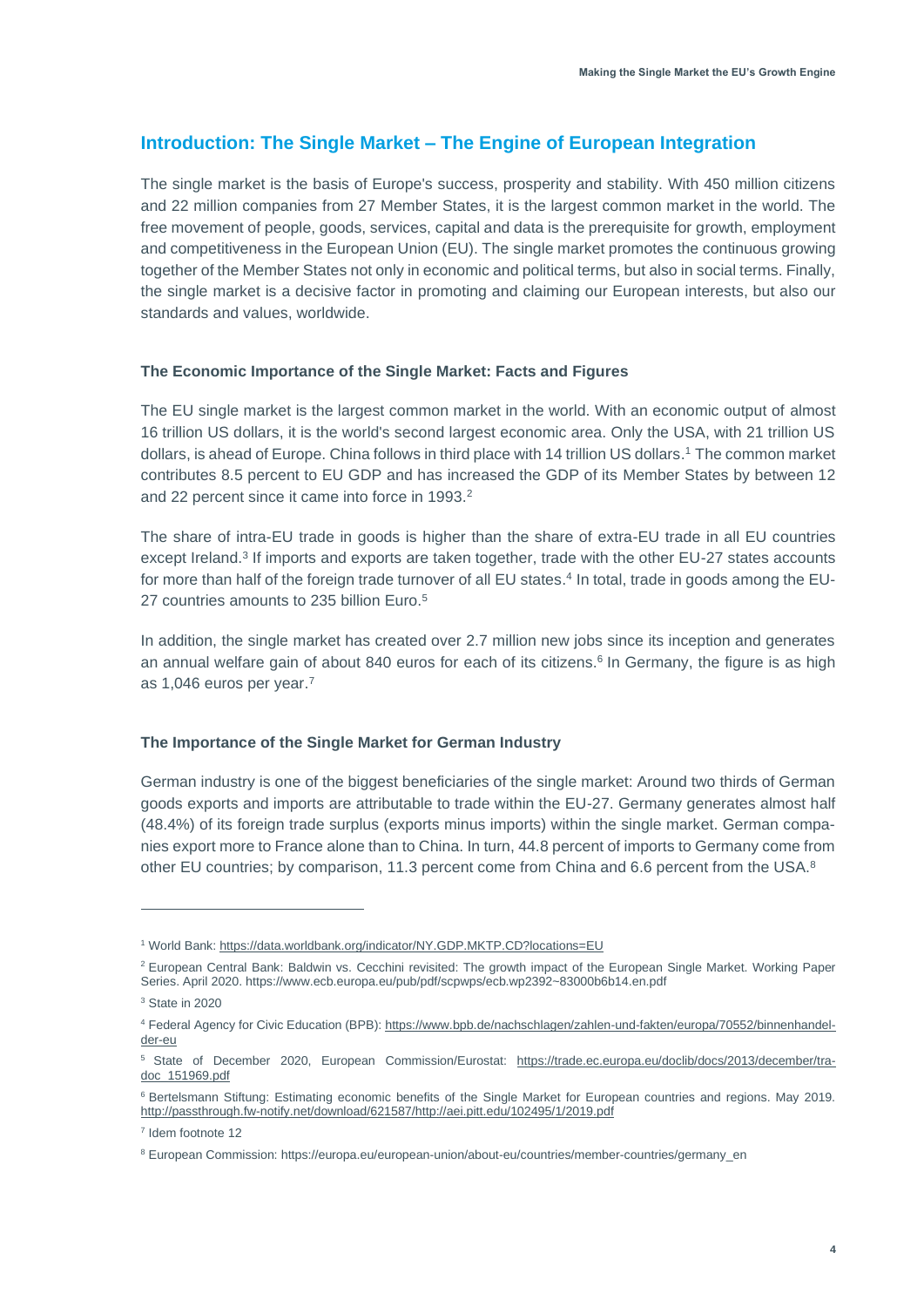## Introduction: The Single Market – The Engine of European Integration

The single market is the basis of Europe's success, prosperity and stability. With 450 million citizens and 22 million companies from 27 Member States, it is the largest common market in the world. The free movement of people, goods, services, capital and data is the prerequisite for growth, employment and competitiveness in the European Union (EU). The single market promotes the continuous growing together of the Member States not only in economic and political terms, but also in social terms. Finally, the single market is a decisive factor in promoting and claiming our European interests, but also our standards and values, worldwide.

### The Economic Importance of the Single Market: Facts and Figures

The EU single market is the largest common market in the world. With an economic output of almost 16 trillion US dollars, it is the world's second largest economic area. Only the USA, with 21 trillion US dollars, is ahead of Europe. China follows in third place with 14 trillion US dollars.[1] The common market contributes 8.5 percent to EU GDP and has increased the GDP of its Member States by between 12 and 22 percent since it came into force in 1993.[2]

The share of intra-EU trade in goods is higher than the share of extra-EU trade in all EU countries except Ireland.[3] If imports and exports are taken together, trade with the other EU-27 states accounts for more than half of the foreign trade turnover of all EU states.[4] In total, trade in goods among the EU-27 countries amounts to 235 billion Euro.[5]

In addition, the single market has created over 2.7 million new jobs since its inception and generates an annual welfare gain of about 840 euros for each of its citizens.[6] In Germany, the figure is as high as 1,046 euros per year.[7]

### The Importance of the Single Market for German Industry

German industry is one of the biggest beneficiaries of the single market: Around two thirds of German goods exports and imports are attributable to trade within the EU-27. Germany generates almost half (48.4%) of its foreign trade surplus (exports minus imports) within the single market. German companies export more to France alone than to China. In turn, 44.8 percent of imports to Germany come from other EU countries; by comparison, 11.3 percent come from China and 6.6 percent from the USA.[8]

---

[1] World Bank: https://data.worldbank.org/indicator/NY.GDP.MKTP.CD?locations=EU

[2] European Central Bank: Baldwin vs. Cecchini revisited: The growth impact of the European Single Market. Working Paper Series. April 2020. https://www.ecb.europa.eu/pub/pdf/scpwps/ecb.wp2392~83000b6b14.en.pdf

[3] State in 2020

[4] Federal Agency for Civic Education (BPB): https://www.bpb.de/nachschlagen/zahlen-und-fakten/europa/70552/binnenhandel-der-eu

[5] State of December 2020, European Commission/Eurostat: https://trade.ec.europa.eu/doclib/docs/2013/december/tradoc_151969.pdf

[6] Bertelsmann Stiftung: Estimating economic benefits of the Single Market for European countries and regions. May 2019. http://passthrough.fw-notify.net/download/621587/http://aei.pitt.edu/102495/1/2019.pdf

[7] Idem footnote 12

[8] European Commission: https://europa.eu/european-union/about-eu/countries/member-countries/germany_en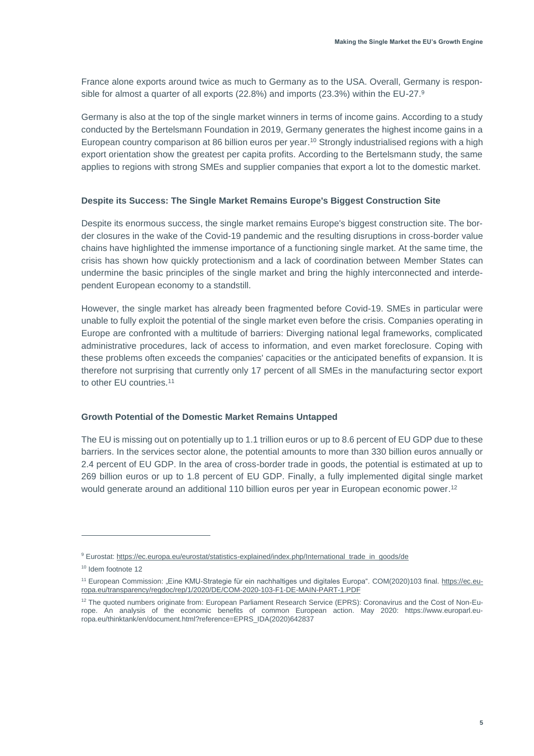France alone exports around twice as much to Germany as to the USA. Overall, Germany is responsible for almost a quarter of all exports (22.8%) and imports (23.3%) within the EU-27.[9]

Germany is also at the top of the single market winners in terms of income gains. According to a study conducted by the Bertelsmann Foundation in 2019, Germany generates the highest income gains in a European country comparison at 86 billion euros per year.[10] Strongly industrialised regions with a high export orientation show the greatest per capita profits. According to the Bertelsmann study, the same applies to regions with strong SMEs and supplier companies that export a lot to the domestic market.

### Despite its Success: The Single Market Remains Europe's Biggest Construction Site

Despite its enormous success, the single market remains Europe's biggest construction site. The border closures in the wake of the Covid-19 pandemic and the resulting disruptions in cross-border value chains have highlighted the immense importance of a functioning single market. At the same time, the crisis has shown how quickly protectionism and a lack of coordination between Member States can undermine the basic principles of the single market and bring the highly interconnected and interdependent European economy to a standstill.

However, the single market has already been fragmented before Covid-19. SMEs in particular were unable to fully exploit the potential of the single market even before the crisis. Companies operating in Europe are confronted with a multitude of barriers: Diverging national legal frameworks, complicated administrative procedures, lack of access to information, and even market foreclosure. Coping with these problems often exceeds the companies' capacities or the anticipated benefits of expansion. It is therefore not surprising that currently only 17 percent of all SMEs in the manufacturing sector export to other EU countries.[11]

### Growth Potential of the Domestic Market Remains Untapped

The EU is missing out on potentially up to 1.1 trillion euros or up to 8.6 percent of EU GDP due to these barriers. In the services sector alone, the potential amounts to more than 330 billion euros annually or 2.4 percent of EU GDP. In the area of cross-border trade in goods, the potential is estimated at up to 269 billion euros or up to 1.8 percent of EU GDP. Finally, a fully implemented digital single market would generate around an additional 110 billion euros per year in European economic power.[12]

---

[9] Eurostat: https://ec.europa.eu/eurostat/statistics-explained/index.php/International_trade_in_goods/de

[10] Idem footnote 12

[11] European Commission: „Eine KMU-Strategie für ein nachhaltiges und digitales Europa". COM(2020)103 final. https://ec.europa.eu/transparency/regdoc/rep/1/2020/DE/COM-2020-103-F1-DE-MAIN-PART-1.PDF

[12] The quoted numbers originate from: European Parliament Research Service (EPRS): Coronavirus and the Cost of Non-Europe. An analysis of the economic benefits of common European action. May 2020: https://www.europarl.europa.eu/thinktank/en/document.html?reference=EPRS_IDA(2020)642837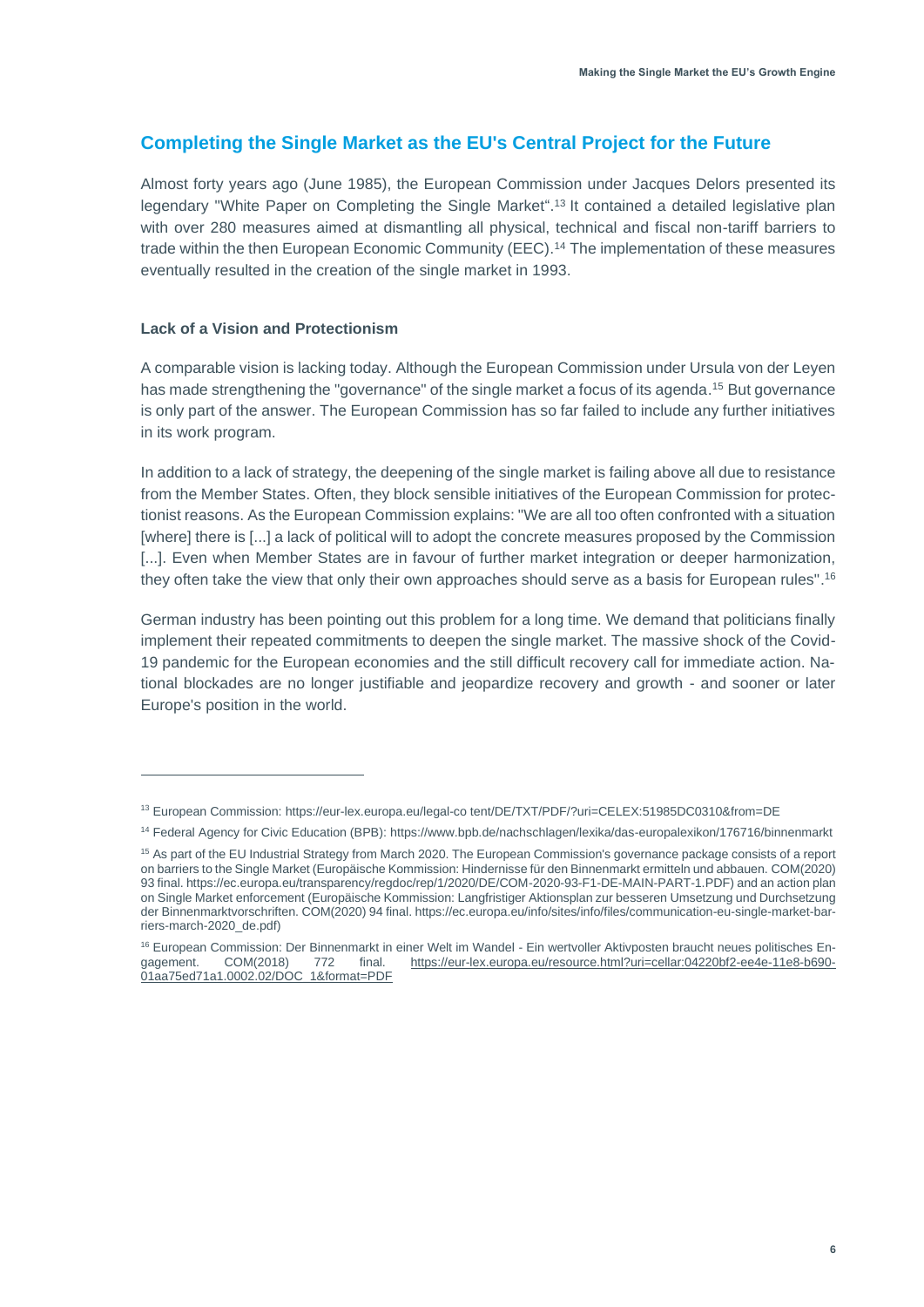## Completing the Single Market as the EU's Central Project for the Future

Almost forty years ago (June 1985), the European Commission under Jacques Delors presented its legendary "White Paper on Completing the Single Market".[13] It contained a detailed legislative plan with over 280 measures aimed at dismantling all physical, technical and fiscal non-tariff barriers to trade within the then European Economic Community (EEC).[14] The implementation of these measures eventually resulted in the creation of the single market in 1993.

### Lack of a Vision and Protectionism

A comparable vision is lacking today. Although the European Commission under Ursula von der Leyen has made strengthening the "governance" of the single market a focus of its agenda.[15] But governance is only part of the answer. The European Commission has so far failed to include any further initiatives in its work program.

In addition to a lack of strategy, the deepening of the single market is failing above all due to resistance from the Member States. Often, they block sensible initiatives of the European Commission for protectionist reasons. As the European Commission explains: "We are all too often confronted with a situation [where] there is [...] a lack of political will to adopt the concrete measures proposed by the Commission [...]. Even when Member States are in favour of further market integration or deeper harmonization, they often take the view that only their own approaches should serve as a basis for European rules".[16]

German industry has been pointing out this problem for a long time. We demand that politicians finally implement their repeated commitments to deepen the single market. The massive shock of the Covid-19 pandemic for the European economies and the still difficult recovery call for immediate action. National blockades are no longer justifiable and jeopardize recovery and growth - and sooner or later Europe's position in the world.

---

[13] European Commission: https://eur-lex.europa.eu/legal-co tent/DE/TXT/PDF/?uri=CELEX:51985DC0310&from=DE

[14] Federal Agency for Civic Education (BPB): https://www.bpb.de/nachschlagen/lexika/das-europalexikon/176716/binnenmarkt

[15] As part of the EU Industrial Strategy from March 2020. The European Commission's governance package consists of a report on barriers to the Single Market (Europäische Kommission: Hindernisse für den Binnenmarkt ermitteln und abbauen. COM(2020) 93 final. https://ec.europa.eu/transparency/regdoc/rep/1/2020/DE/COM-2020-93-F1-DE-MAIN-PART-1.PDF) and an action plan on Single Market enforcement (Europäische Kommission: Langfristiger Aktionsplan zur besseren Umsetzung und Durchsetzung der Binnenmarktvorschriften. COM(2020) 94 final. https://ec.europa.eu/info/sites/info/files/communication-eu-single-market-barriers-march-2020_de.pdf)

[16] European Commission: Der Binnenmarkt in einer Welt im Wandel - Ein wertvoller Aktivposten braucht neues politisches Engagement. COM(2018) 772 final. https://eur-lex.europa.eu/resource.html?uri=cellar:04220bf2-ee4e-11e8-b690-01aa75ed71a1.0002.02/DOC_1&format=PDF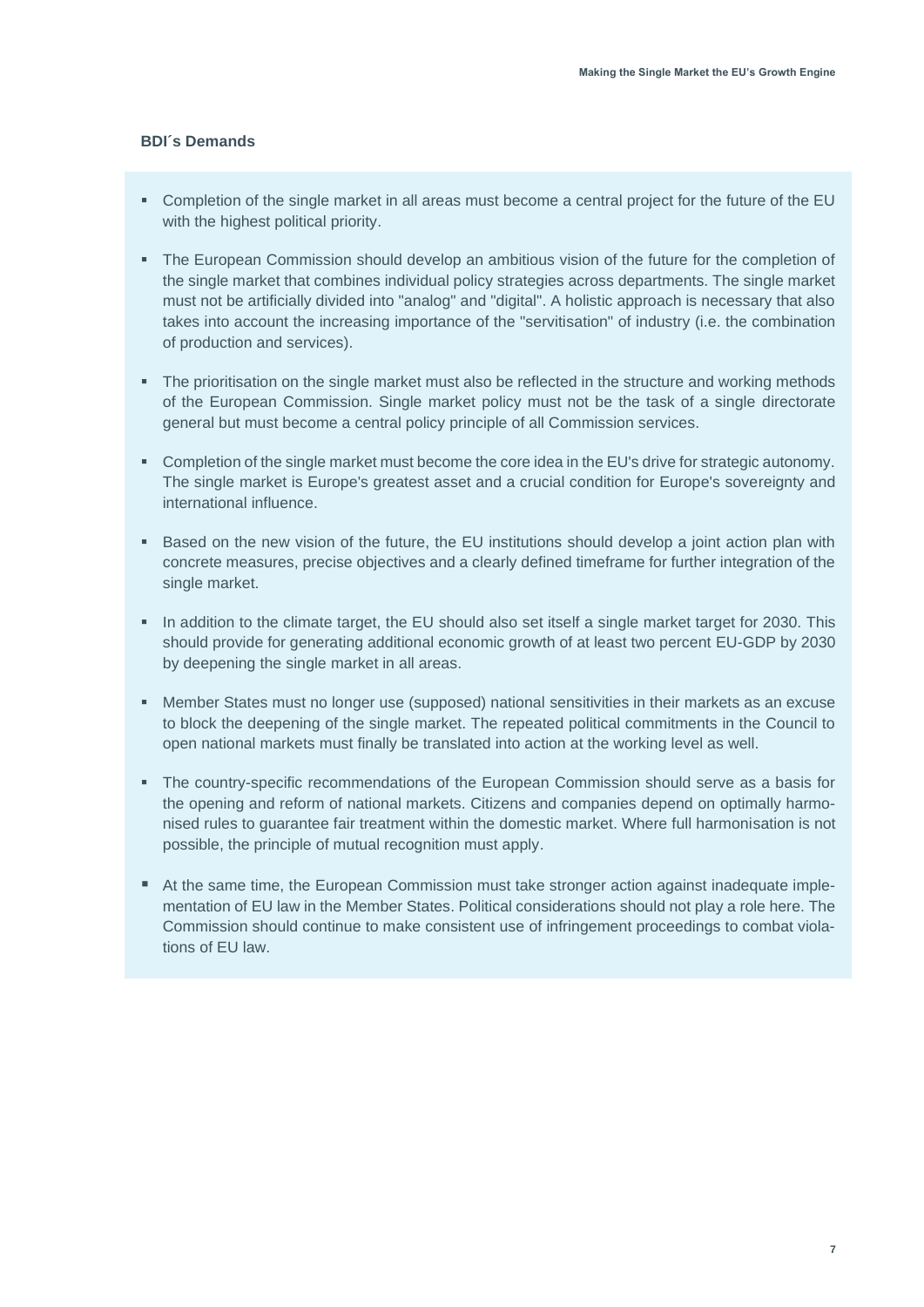### BDI´s Demands

- Completion of the single market in all areas must become a central project for the future of the EU with the highest political priority.
- The European Commission should develop an ambitious vision of the future for the completion of the single market that combines individual policy strategies across departments. The single market must not be artificially divided into "analog" and "digital". A holistic approach is necessary that also takes into account the increasing importance of the "servitisation" of industry (i.e. the combination of production and services).
- The prioritisation on the single market must also be reflected in the structure and working methods of the European Commission. Single market policy must not be the task of a single directorate general but must become a central policy principle of all Commission services.
- Completion of the single market must become the core idea in the EU's drive for strategic autonomy. The single market is Europe's greatest asset and a crucial condition for Europe's sovereignty and international influence.
- Based on the new vision of the future, the EU institutions should develop a joint action plan with concrete measures, precise objectives and a clearly defined timeframe for further integration of the single market.
- In addition to the climate target, the EU should also set itself a single market target for 2030. This should provide for generating additional economic growth of at least two percent EU-GDP by 2030 by deepening the single market in all areas.
- Member States must no longer use (supposed) national sensitivities in their markets as an excuse to block the deepening of the single market. The repeated political commitments in the Council to open national markets must finally be translated into action at the working level as well.
- The country-specific recommendations of the European Commission should serve as a basis for the opening and reform of national markets. Citizens and companies depend on optimally harmonised rules to guarantee fair treatment within the domestic market. Where full harmonisation is not possible, the principle of mutual recognition must apply.
- At the same time, the European Commission must take stronger action against inadequate implementation of EU law in the Member States. Political considerations should not play a role here. The Commission should continue to make consistent use of infringement proceedings to combat violations of EU law.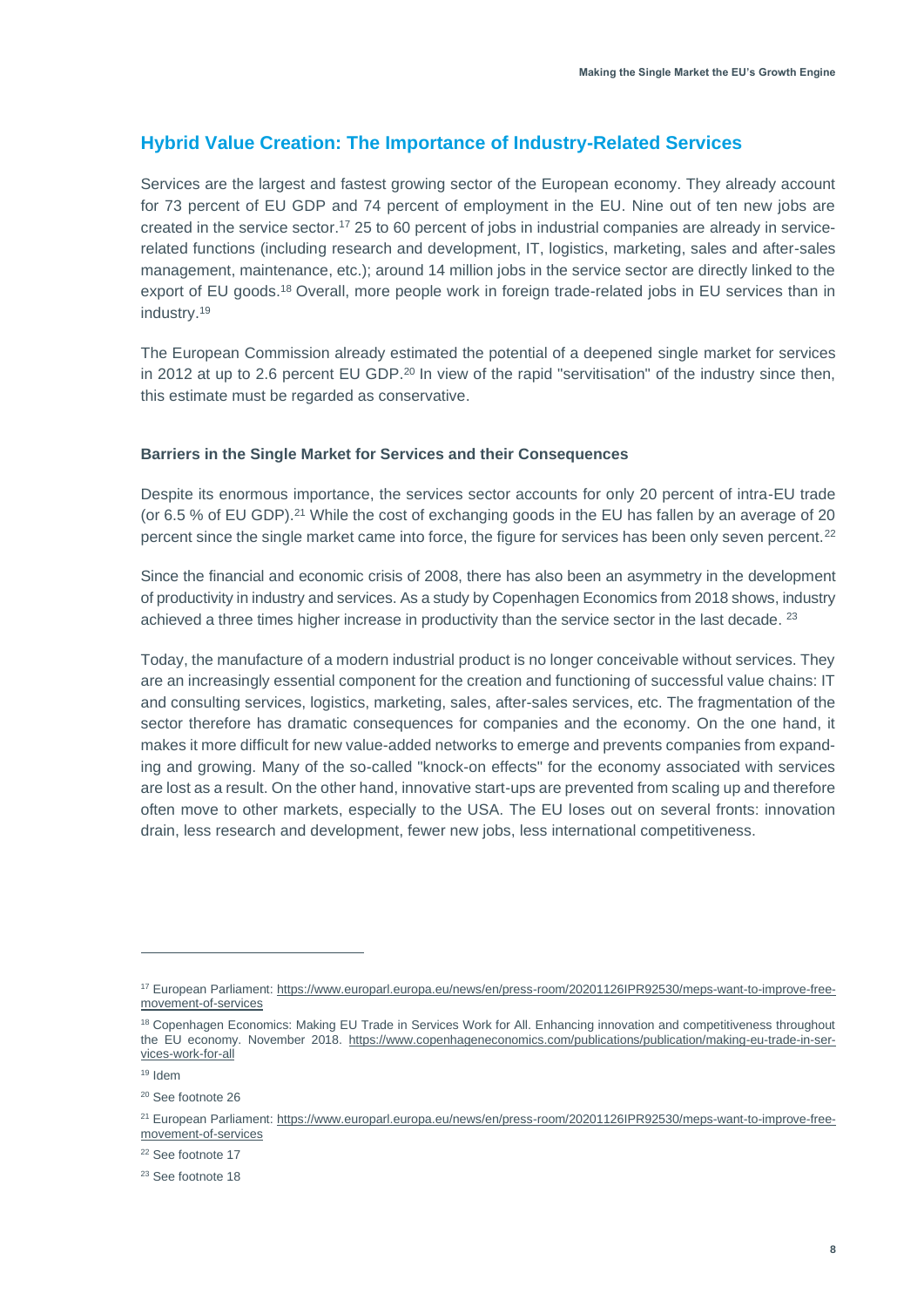## Hybrid Value Creation: The Importance of Industry-Related Services

Services are the largest and fastest growing sector of the European economy. They already account for 73 percent of EU GDP and 74 percent of employment in the EU. Nine out of ten new jobs are created in the service sector.[17] 25 to 60 percent of jobs in industrial companies are already in service-related functions (including research and development, IT, logistics, marketing, sales and after-sales management, maintenance, etc.); around 14 million jobs in the service sector are directly linked to the export of EU goods.[18] Overall, more people work in foreign trade-related jobs in EU services than in industry.[19]

The European Commission already estimated the potential of a deepened single market for services in 2012 at up to 2.6 percent EU GDP.[20] In view of the rapid "servitisation" of the industry since then, this estimate must be regarded as conservative.

### Barriers in the Single Market for Services and their Consequences

Despite its enormous importance, the services sector accounts for only 20 percent of intra-EU trade (or 6.5 % of EU GDP).[21] While the cost of exchanging goods in the EU has fallen by an average of 20 percent since the single market came into force, the figure for services has been only seven percent.[22]

Since the financial and economic crisis of 2008, there has also been an asymmetry in the development of productivity in industry and services. As a study by Copenhagen Economics from 2018 shows, industry achieved a three times higher increase in productivity than the service sector in the last decade.[23]

Today, the manufacture of a modern industrial product is no longer conceivable without services. They are an increasingly essential component for the creation and functioning of successful value chains: IT and consulting services, logistics, marketing, sales, after-sales services, etc. The fragmentation of the sector therefore has dramatic consequences for companies and the economy. On the one hand, it makes it more difficult for new value-added networks to emerge and prevents companies from expanding and growing. Many of the so-called "knock-on effects" for the economy associated with services are lost as a result. On the other hand, innovative start-ups are prevented from scaling up and therefore often move to other markets, especially to the USA. The EU loses out on several fronts: innovation drain, less research and development, fewer new jobs, less international competitiveness.

---

[17] European Parliament: https://www.europarl.europa.eu/news/en/press-room/20201126IPR92530/meps-want-to-improve-free-movement-of-services

[18] Copenhagen Economics: Making EU Trade in Services Work for All. Enhancing innovation and competitiveness throughout the EU economy. November 2018. https://www.copenhageneconomics.com/publications/publication/making-eu-trade-in-services-work-for-all

[19] Idem

[20] See footnote 26

[21] European Parliament: https://www.europarl.europa.eu/news/en/press-room/20201126IPR92530/meps-want-to-improve-free-movement-of-services

[22] See footnote 17

[23] See footnote 18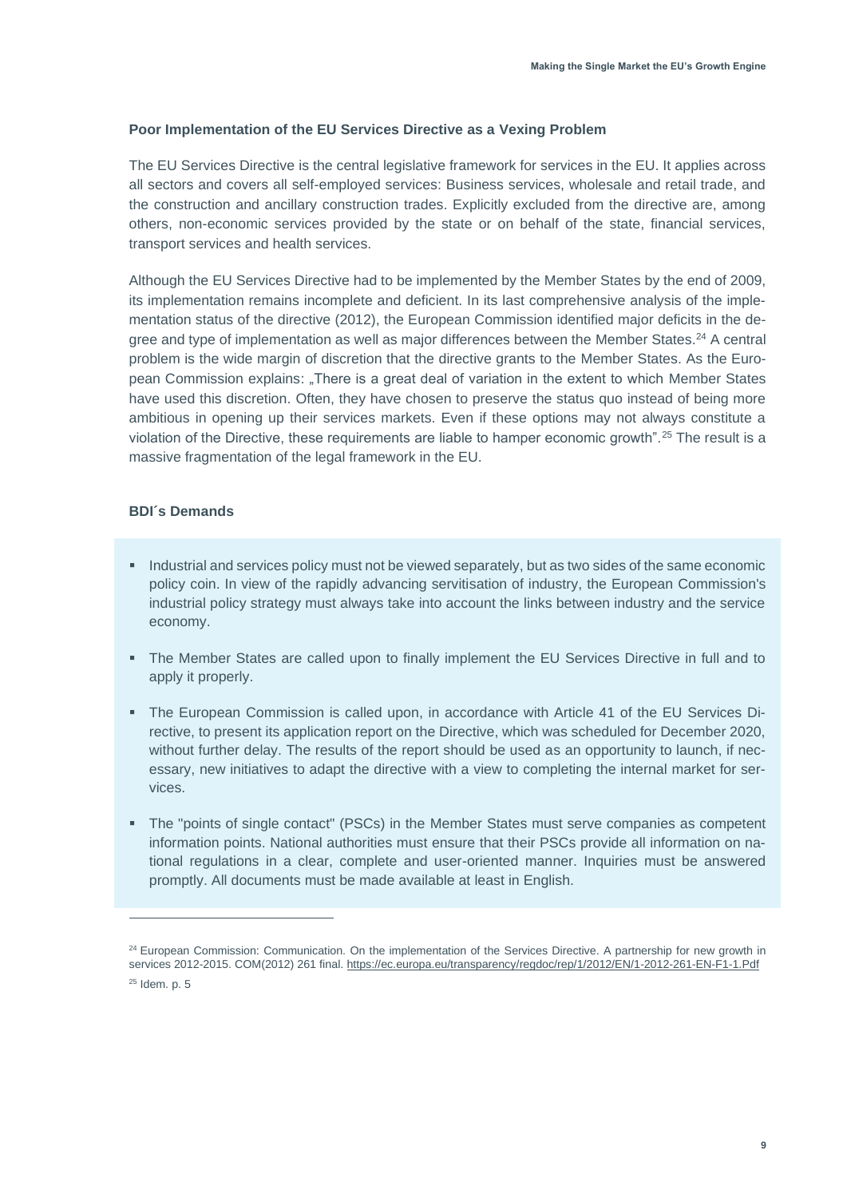### Poor Implementation of the EU Services Directive as a Vexing Problem

The EU Services Directive is the central legislative framework for services in the EU. It applies across all sectors and covers all self-employed services: Business services, wholesale and retail trade, and the construction and ancillary construction trades. Explicitly excluded from the directive are, among others, non-economic services provided by the state or on behalf of the state, financial services, transport services and health services.

Although the EU Services Directive had to be implemented by the Member States by the end of 2009, its implementation remains incomplete and deficient. In its last comprehensive analysis of the implementation status of the directive (2012), the European Commission identified major deficits in the degree and type of implementation as well as major differences between the Member States.[24] A central problem is the wide margin of discretion that the directive grants to the Member States. As the European Commission explains: „There is a great deal of variation in the extent to which Member States have used this discretion. Often, they have chosen to preserve the status quo instead of being more ambitious in opening up their services markets. Even if these options may not always constitute a violation of the Directive, these requirements are liable to hamper economic growth".[25] The result is a massive fragmentation of the legal framework in the EU.

### BDI´s Demands

- Industrial and services policy must not be viewed separately, but as two sides of the same economic policy coin. In view of the rapidly advancing servitisation of industry, the European Commission's industrial policy strategy must always take into account the links between industry and the service economy.
- The Member States are called upon to finally implement the EU Services Directive in full and to apply it properly.
- The European Commission is called upon, in accordance with Article 41 of the EU Services Directive, to present its application report on the Directive, which was scheduled for December 2020, without further delay. The results of the report should be used as an opportunity to launch, if necessary, new initiatives to adapt the directive with a view to completing the internal market for services.
- The "points of single contact" (PSCs) in the Member States must serve companies as competent information points. National authorities must ensure that their PSCs provide all information on national regulations in a clear, complete and user-oriented manner. Inquiries must be answered promptly. All documents must be made available at least in English.

---

[24] European Commission: Communication. On the implementation of the Services Directive. A partnership for new growth in services 2012-2015. COM(2012) 261 final. https://ec.europa.eu/transparency/regdoc/rep/1/2012/EN/1-2012-261-EN-F1-1.Pdf

[25] Idem. p. 5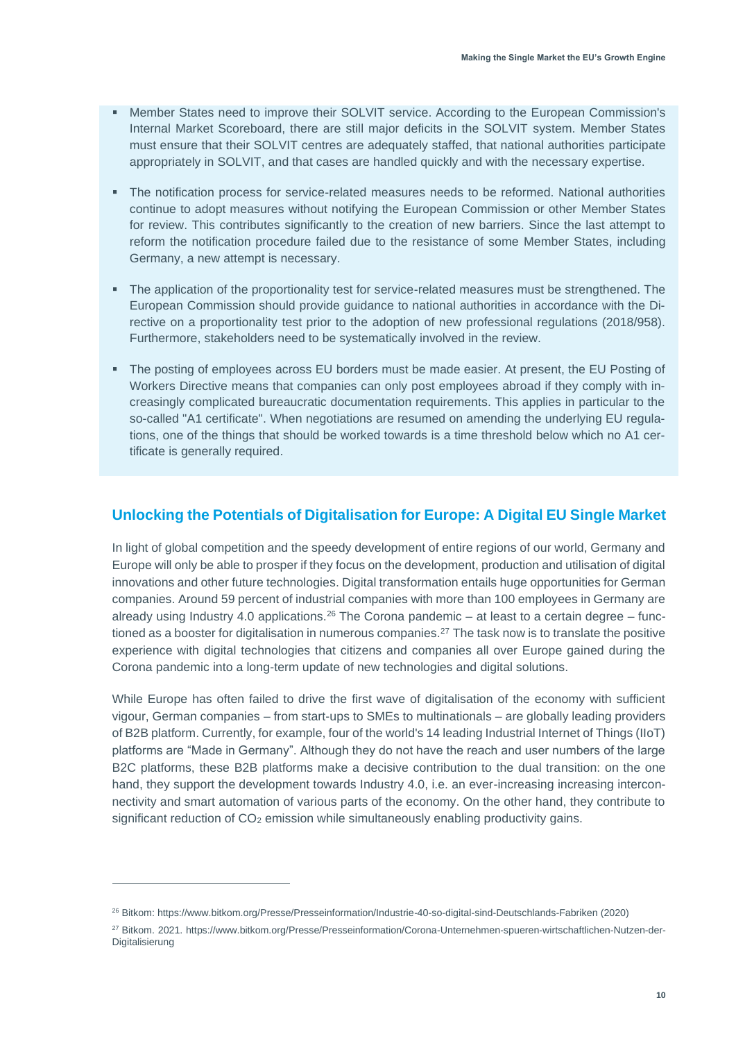- Member States need to improve their SOLVIT service. According to the European Commission's Internal Market Scoreboard, there are still major deficits in the SOLVIT system. Member States must ensure that their SOLVIT centres are adequately staffed, that national authorities participate appropriately in SOLVIT, and that cases are handled quickly and with the necessary expertise.
- The notification process for service-related measures needs to be reformed. National authorities continue to adopt measures without notifying the European Commission or other Member States for review. This contributes significantly to the creation of new barriers. Since the last attempt to reform the notification procedure failed due to the resistance of some Member States, including Germany, a new attempt is necessary.
- The application of the proportionality test for service-related measures must be strengthened. The European Commission should provide guidance to national authorities in accordance with the Directive on a proportionality test prior to the adoption of new professional regulations (2018/958). Furthermore, stakeholders need to be systematically involved in the review.
- The posting of employees across EU borders must be made easier. At present, the EU Posting of Workers Directive means that companies can only post employees abroad if they comply with increasingly complicated bureaucratic documentation requirements. This applies in particular to the so-called "A1 certificate". When negotiations are resumed on amending the underlying EU regulations, one of the things that should be worked towards is a time threshold below which no A1 certificate is generally required.

## Unlocking the Potentials of Digitalisation for Europe: A Digital EU Single Market

In light of global competition and the speedy development of entire regions of our world, Germany and Europe will only be able to prosper if they focus on the development, production and utilisation of digital innovations and other future technologies. Digital transformation entails huge opportunities for German companies. Around 59 percent of industrial companies with more than 100 employees in Germany are already using Industry 4.0 applications.[26] The Corona pandemic – at least to a certain degree – functioned as a booster for digitalisation in numerous companies.[27] The task now is to translate the positive experience with digital technologies that citizens and companies all over Europe gained during the Corona pandemic into a long-term update of new technologies and digital solutions.

While Europe has often failed to drive the first wave of digitalisation of the economy with sufficient vigour, German companies – from start-ups to SMEs to multinationals – are globally leading providers of B2B platform. Currently, for example, four of the world's 14 leading Industrial Internet of Things (IIoT) platforms are "Made in Germany". Although they do not have the reach and user numbers of the large B2C platforms, these B2B platforms make a decisive contribution to the dual transition: on the one hand, they support the development towards Industry 4.0, i.e. an ever-increasing increasing interconnectivity and smart automation of various parts of the economy. On the other hand, they contribute to significant reduction of $CO_2$ emission while simultaneously enabling productivity gains.

---

[26] Bitkom: https://www.bitkom.org/Presse/Presseinformation/Industrie-40-so-digital-sind-Deutschlands-Fabriken (2020)

[27] Bitkom. 2021. https://www.bitkom.org/Presse/Presseinformation/Corona-Unternehmen-spueren-wirtschaftlichen-Nutzen-der-Digitalisierung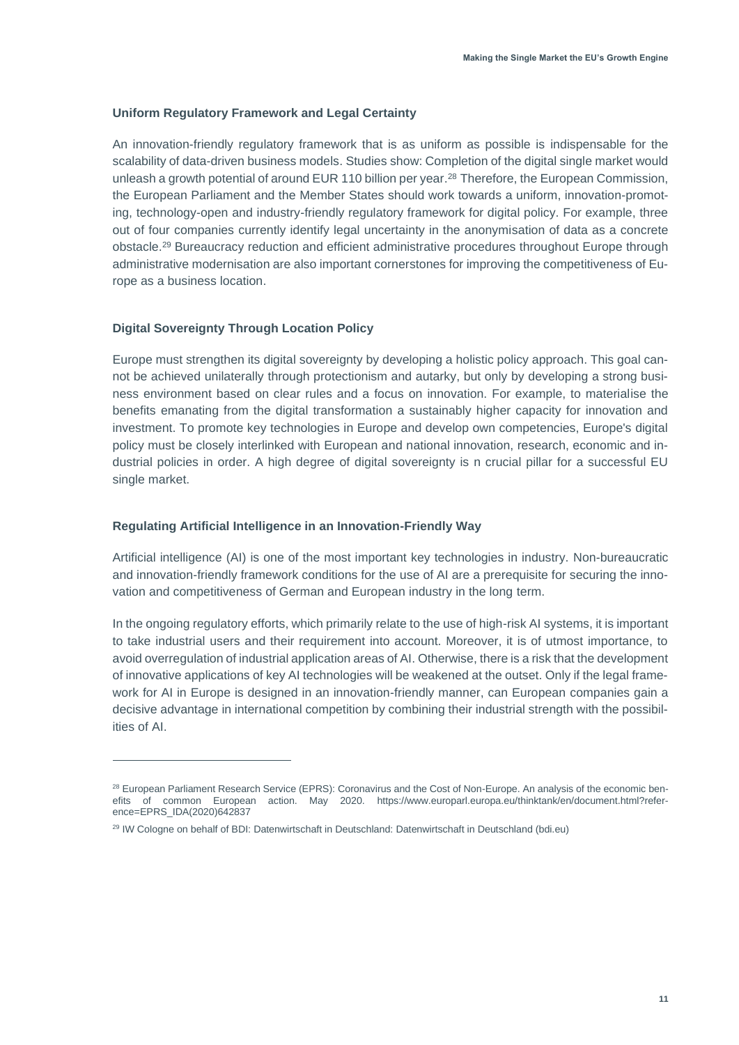### Uniform Regulatory Framework and Legal Certainty

An innovation-friendly regulatory framework that is as uniform as possible is indispensable for the scalability of data-driven business models. Studies show: Completion of the digital single market would unleash a growth potential of around EUR 110 billion per year.[28] Therefore, the European Commission, the European Parliament and the Member States should work towards a uniform, innovation-promoting, technology-open and industry-friendly regulatory framework for digital policy. For example, three out of four companies currently identify legal uncertainty in the anonymisation of data as a concrete obstacle.[29] Bureaucracy reduction and efficient administrative procedures throughout Europe through administrative modernisation are also important cornerstones for improving the competitiveness of Europe as a business location.

### Digital Sovereignty Through Location Policy

Europe must strengthen its digital sovereignty by developing a holistic policy approach. This goal cannot be achieved unilaterally through protectionism and autarky, but only by developing a strong business environment based on clear rules and a focus on innovation. For example, to materialise the benefits emanating from the digital transformation a sustainably higher capacity for innovation and investment. To promote key technologies in Europe and develop own competencies, Europe's digital policy must be closely interlinked with European and national innovation, research, economic and industrial policies in order. A high degree of digital sovereignty is n crucial pillar for a successful EU single market.

### Regulating Artificial Intelligence in an Innovation-Friendly Way

Artificial intelligence (AI) is one of the most important key technologies in industry. Non-bureaucratic and innovation-friendly framework conditions for the use of AI are a prerequisite for securing the innovation and competitiveness of German and European industry in the long term.

In the ongoing regulatory efforts, which primarily relate to the use of high-risk AI systems, it is important to take industrial users and their requirement into account. Moreover, it is of utmost importance, to avoid overregulation of industrial application areas of AI. Otherwise, there is a risk that the development of innovative applications of key AI technologies will be weakened at the outset. Only if the legal framework for AI in Europe is designed in an innovation-friendly manner, can European companies gain a decisive advantage in international competition by combining their industrial strength with the possibilities of AI.

---

[28] European Parliament Research Service (EPRS): Coronavirus and the Cost of Non-Europe. An analysis of the economic benefits of common European action. May 2020. https://www.europarl.europa.eu/thinktank/en/document.html?reference=EPRS_IDA(2020)642837

[29] IW Cologne on behalf of BDI: Datenwirtschaft in Deutschland: Datenwirtschaft in Deutschland (bdi.eu)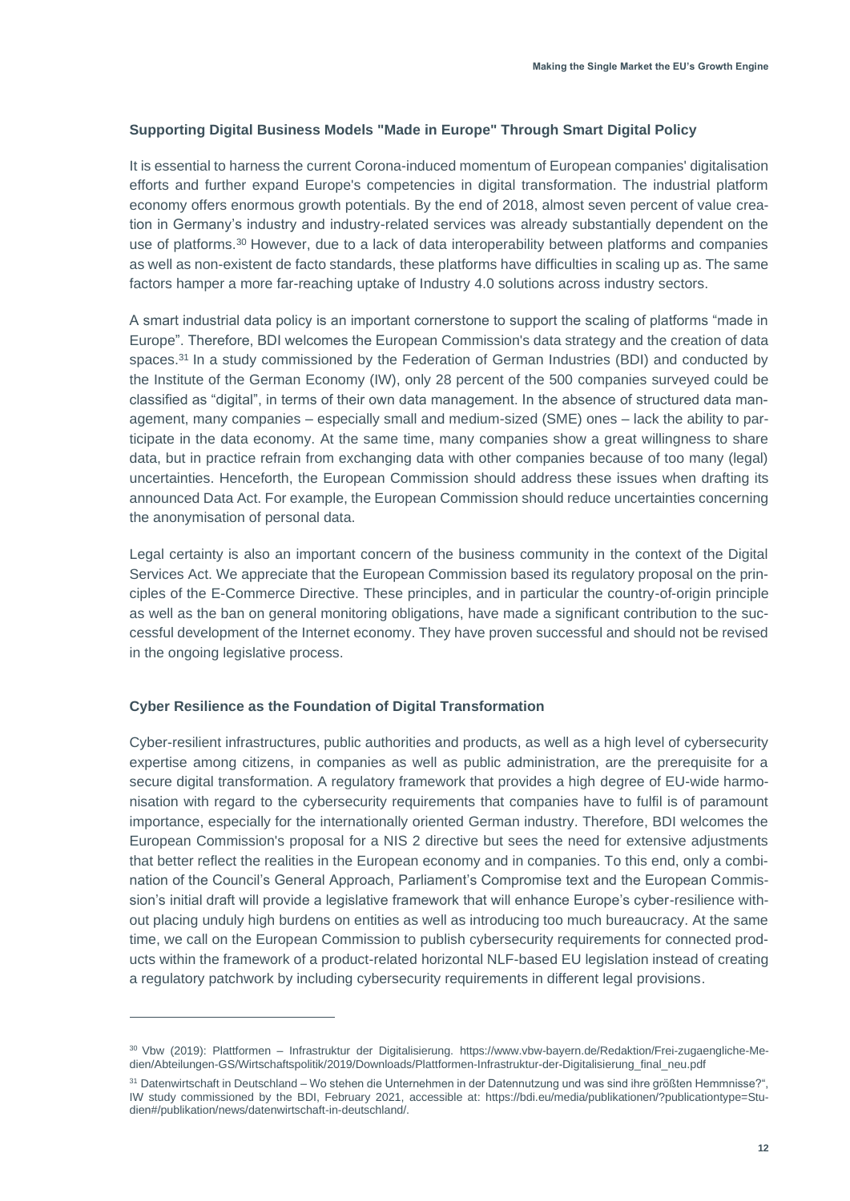### Supporting Digital Business Models "Made in Europe" Through Smart Digital Policy

It is essential to harness the current Corona-induced momentum of European companies' digitalisation efforts and further expand Europe's competencies in digital transformation. The industrial platform economy offers enormous growth potentials. By the end of 2018, almost seven percent of value creation in Germany's industry and industry-related services was already substantially dependent on the use of platforms.[30] However, due to a lack of data interoperability between platforms and companies as well as non-existent de facto standards, these platforms have difficulties in scaling up as. The same factors hamper a more far-reaching uptake of Industry 4.0 solutions across industry sectors.

A smart industrial data policy is an important cornerstone to support the scaling of platforms "made in Europe". Therefore, BDI welcomes the European Commission's data strategy and the creation of data spaces.[31] In a study commissioned by the Federation of German Industries (BDI) and conducted by the Institute of the German Economy (IW), only 28 percent of the 500 companies surveyed could be classified as "digital", in terms of their own data management. In the absence of structured data management, many companies – especially small and medium-sized (SME) ones – lack the ability to participate in the data economy. At the same time, many companies show a great willingness to share data, but in practice refrain from exchanging data with other companies because of too many (legal) uncertainties. Henceforth, the European Commission should address these issues when drafting its announced Data Act. For example, the European Commission should reduce uncertainties concerning the anonymisation of personal data.

Legal certainty is also an important concern of the business community in the context of the Digital Services Act. We appreciate that the European Commission based its regulatory proposal on the principles of the E-Commerce Directive. These principles, and in particular the country-of-origin principle as well as the ban on general monitoring obligations, have made a significant contribution to the successful development of the Internet economy. They have proven successful and should not be revised in the ongoing legislative process.

### Cyber Resilience as the Foundation of Digital Transformation

Cyber-resilient infrastructures, public authorities and products, as well as a high level of cybersecurity expertise among citizens, in companies as well as public administration, are the prerequisite for a secure digital transformation. A regulatory framework that provides a high degree of EU-wide harmonisation with regard to the cybersecurity requirements that companies have to fulfil is of paramount importance, especially for the internationally oriented German industry. Therefore, BDI welcomes the European Commission's proposal for a NIS 2 directive but sees the need for extensive adjustments that better reflect the realities in the European economy and in companies. To this end, only a combination of the Council's General Approach, Parliament's Compromise text and the European Commission's initial draft will provide a legislative framework that will enhance Europe's cyber-resilience without placing unduly high burdens on entities as well as introducing too much bureaucracy. At the same time, we call on the European Commission to publish cybersecurity requirements for connected products within the framework of a product-related horizontal NLF-based EU legislation instead of creating a regulatory patchwork by including cybersecurity requirements in different legal provisions.

---

[30] Vbw (2019): Plattformen – Infrastruktur der Digitalisierung. https://www.vbw-bayern.de/Redaktion/Frei-zugaengliche-Medien/Abteilungen-GS/Wirtschaftspolitik/2019/Downloads/Plattformen-Infrastruktur-der-Digitalisierung_final_neu.pdf

[31] Datenwirtschaft in Deutschland – Wo stehen die Unternehmen in der Datennutzung und was sind ihre größten Hemmnisse?", IW study commissioned by the BDI, February 2021, accessible at: https://bdi.eu/media/publikationen/?publicationtype=Studien#/publikation/news/datenwirtschaft-in-deutschland/.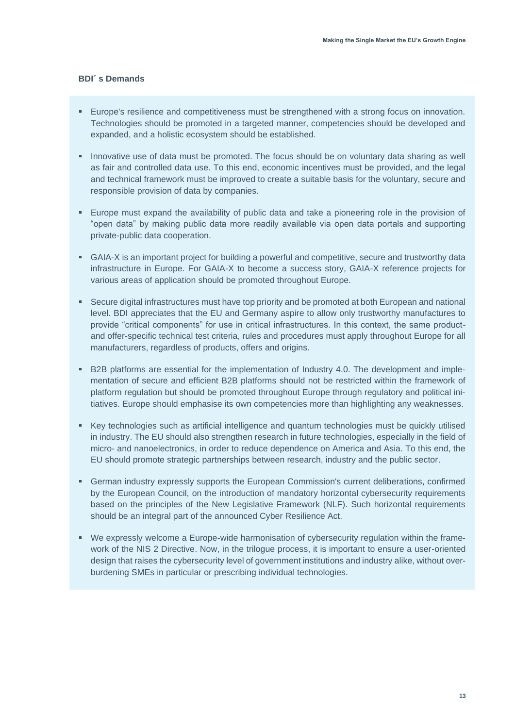### BDI´ s Demands

- Europe's resilience and competitiveness must be strengthened with a strong focus on innovation. Technologies should be promoted in a targeted manner, competencies should be developed and expanded, and a holistic ecosystem should be established.
- Innovative use of data must be promoted. The focus should be on voluntary data sharing as well as fair and controlled data use. To this end, economic incentives must be provided, and the legal and technical framework must be improved to create a suitable basis for the voluntary, secure and responsible provision of data by companies.
- Europe must expand the availability of public data and take a pioneering role in the provision of "open data" by making public data more readily available via open data portals and supporting private-public data cooperation.
- GAIA-X is an important project for building a powerful and competitive, secure and trustworthy data infrastructure in Europe. For GAIA-X to become a success story, GAIA-X reference projects for various areas of application should be promoted throughout Europe.
- Secure digital infrastructures must have top priority and be promoted at both European and national level. BDI appreciates that the EU and Germany aspire to allow only trustworthy manufactures to provide "critical components" for use in critical infrastructures. In this context, the same product- and offer-specific technical test criteria, rules and procedures must apply throughout Europe for all manufacturers, regardless of products, offers and origins.
- B2B platforms are essential for the implementation of Industry 4.0. The development and implementation of secure and efficient B2B platforms should not be restricted within the framework of platform regulation but should be promoted throughout Europe through regulatory and political initiatives. Europe should emphasise its own competencies more than highlighting any weaknesses.
- Key technologies such as artificial intelligence and quantum technologies must be quickly utilised in industry. The EU should also strengthen research in future technologies, especially in the field of micro- and nanoelectronics, in order to reduce dependence on America and Asia. To this end, the EU should promote strategic partnerships between research, industry and the public sector.
- German industry expressly supports the European Commission's current deliberations, confirmed by the European Council, on the introduction of mandatory horizontal cybersecurity requirements based on the principles of the New Legislative Framework (NLF). Such horizontal requirements should be an integral part of the announced Cyber Resilience Act.
- We expressly welcome a Europe-wide harmonisation of cybersecurity regulation within the framework of the NIS 2 Directive. Now, in the trilogue process, it is important to ensure a user-oriented design that raises the cybersecurity level of government institutions and industry alike, without overburdening SMEs in particular or prescribing individual technologies.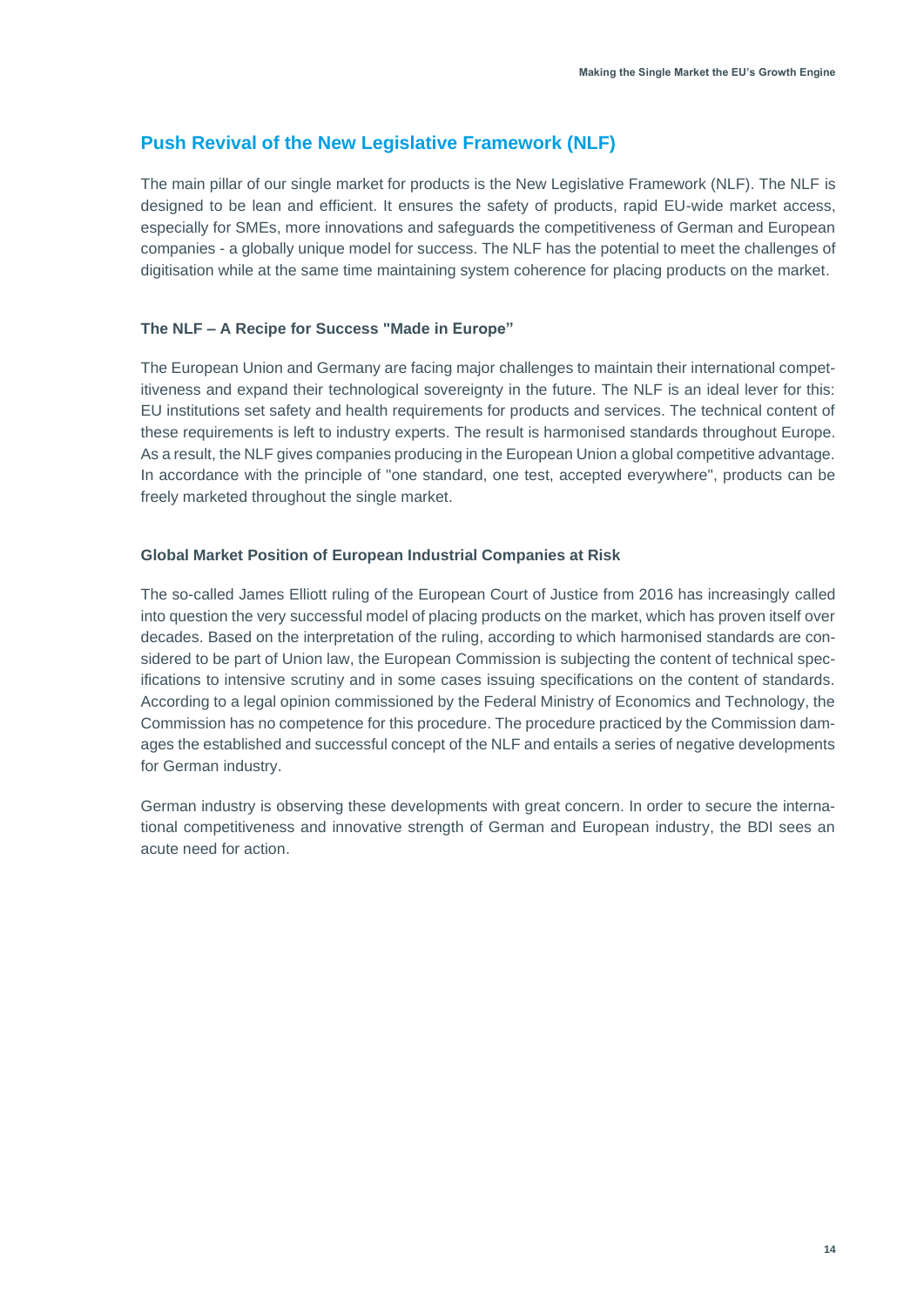## Push Revival of the New Legislative Framework (NLF)

The main pillar of our single market for products is the New Legislative Framework (NLF). The NLF is designed to be lean and efficient. It ensures the safety of products, rapid EU-wide market access, especially for SMEs, more innovations and safeguards the competitiveness of German and European companies - a globally unique model for success. The NLF has the potential to meet the challenges of digitisation while at the same time maintaining system coherence for placing products on the market.

### The NLF – A Recipe for Success "Made in Europe”

The European Union and Germany are facing major challenges to maintain their international competitiveness and expand their technological sovereignty in the future. The NLF is an ideal lever for this: EU institutions set safety and health requirements for products and services. The technical content of these requirements is left to industry experts. The result is harmonised standards throughout Europe. As a result, the NLF gives companies producing in the European Union a global competitive advantage. In accordance with the principle of "one standard, one test, accepted everywhere", products can be freely marketed throughout the single market.

### Global Market Position of European Industrial Companies at Risk

The so-called James Elliott ruling of the European Court of Justice from 2016 has increasingly called into question the very successful model of placing products on the market, which has proven itself over decades. Based on the interpretation of the ruling, according to which harmonised standards are considered to be part of Union law, the European Commission is subjecting the content of technical specifications to intensive scrutiny and in some cases issuing specifications on the content of standards. According to a legal opinion commissioned by the Federal Ministry of Economics and Technology, the Commission has no competence for this procedure. The procedure practiced by the Commission damages the established and successful concept of the NLF and entails a series of negative developments for German industry.

German industry is observing these developments with great concern. In order to secure the international competitiveness and innovative strength of German and European industry, the BDI sees an acute need for action.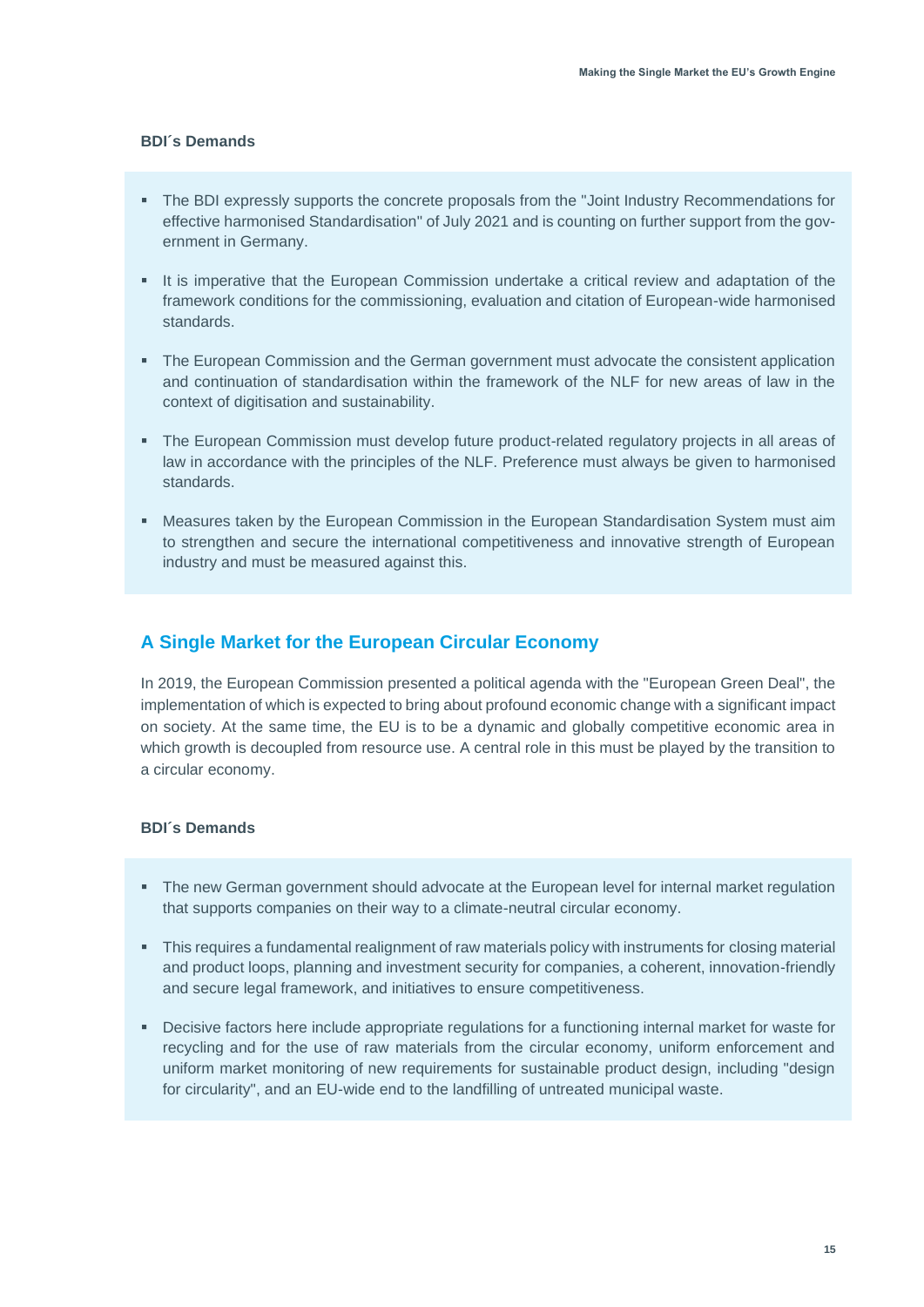**BDI´s Demands**

- The BDI expressly supports the concrete proposals from the "Joint Industry Recommendations for effective harmonised Standardisation" of July 2021 and is counting on further support from the government in Germany.
- It is imperative that the European Commission undertake a critical review and adaptation of the framework conditions for the commissioning, evaluation and citation of European-wide harmonised standards.
- The European Commission and the German government must advocate the consistent application and continuation of standardisation within the framework of the NLF for new areas of law in the context of digitisation and sustainability.
- The European Commission must develop future product-related regulatory projects in all areas of law in accordance with the principles of the NLF. Preference must always be given to harmonised standards.
- Measures taken by the European Commission in the European Standardisation System must aim to strengthen and secure the international competitiveness and innovative strength of European industry and must be measured against this.

## A Single Market for the European Circular Economy

In 2019, the European Commission presented a political agenda with the "European Green Deal", the implementation of which is expected to bring about profound economic change with a significant impact on society. At the same time, the EU is to be a dynamic and globally competitive economic area in which growth is decoupled from resource use. A central role in this must be played by the transition to a circular economy.

**BDI´s Demands**

- The new German government should advocate at the European level for internal market regulation that supports companies on their way to a climate-neutral circular economy.
- This requires a fundamental realignment of raw materials policy with instruments for closing material and product loops, planning and investment security for companies, a coherent, innovation-friendly and secure legal framework, and initiatives to ensure competitiveness.
- Decisive factors here include appropriate regulations for a functioning internal market for waste for recycling and for the use of raw materials from the circular economy, uniform enforcement and uniform market monitoring of new requirements for sustainable product design, including "design for circularity", and an EU-wide end to the landfilling of untreated municipal waste.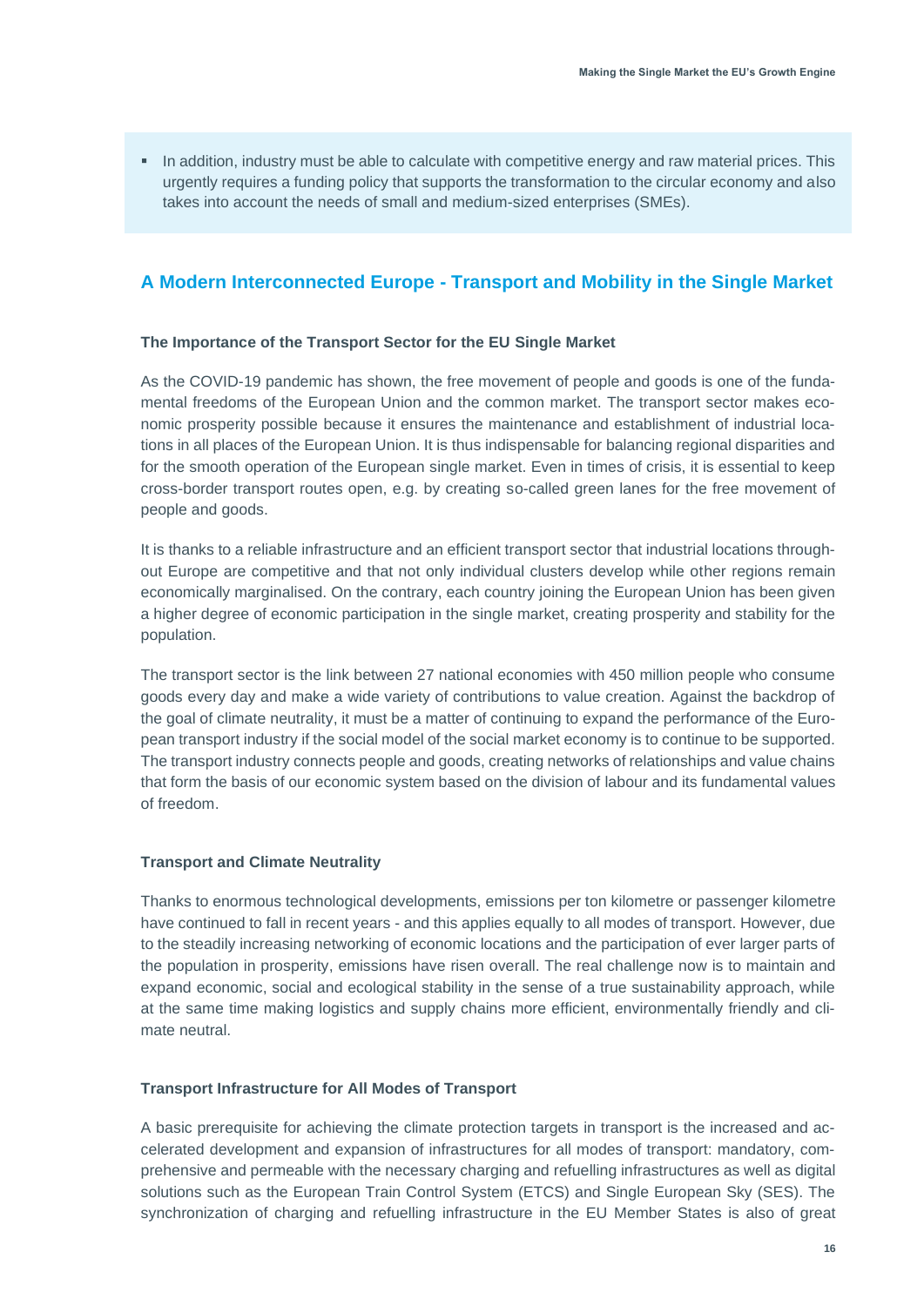- In addition, industry must be able to calculate with competitive energy and raw material prices. This urgently requires a funding policy that supports the transformation to the circular economy and also takes into account the needs of small and medium-sized enterprises (SMEs).

## A Modern Interconnected Europe - Transport and Mobility in the Single Market

### The Importance of the Transport Sector for the EU Single Market

As the COVID-19 pandemic has shown, the free movement of people and goods is one of the fundamental freedoms of the European Union and the common market. The transport sector makes economic prosperity possible because it ensures the maintenance and establishment of industrial locations in all places of the European Union. It is thus indispensable for balancing regional disparities and for the smooth operation of the European single market. Even in times of crisis, it is essential to keep cross-border transport routes open, e.g. by creating so-called green lanes for the free movement of people and goods.

It is thanks to a reliable infrastructure and an efficient transport sector that industrial locations throughout Europe are competitive and that not only individual clusters develop while other regions remain economically marginalised. On the contrary, each country joining the European Union has been given a higher degree of economic participation in the single market, creating prosperity and stability for the population.

The transport sector is the link between 27 national economies with 450 million people who consume goods every day and make a wide variety of contributions to value creation. Against the backdrop of the goal of climate neutrality, it must be a matter of continuing to expand the performance of the European transport industry if the social model of the social market economy is to continue to be supported. The transport industry connects people and goods, creating networks of relationships and value chains that form the basis of our economic system based on the division of labour and its fundamental values of freedom.

### Transport and Climate Neutrality

Thanks to enormous technological developments, emissions per ton kilometre or passenger kilometre have continued to fall in recent years - and this applies equally to all modes of transport. However, due to the steadily increasing networking of economic locations and the participation of ever larger parts of the population in prosperity, emissions have risen overall. The real challenge now is to maintain and expand economic, social and ecological stability in the sense of a true sustainability approach, while at the same time making logistics and supply chains more efficient, environmentally friendly and climate neutral.

### Transport Infrastructure for All Modes of Transport

A basic prerequisite for achieving the climate protection targets in transport is the increased and accelerated development and expansion of infrastructures for all modes of transport: mandatory, comprehensive and permeable with the necessary charging and refuelling infrastructures as well as digital solutions such as the European Train Control System (ETCS) and Single European Sky (SES). The synchronization of charging and refuelling infrastructure in the EU Member States is also of great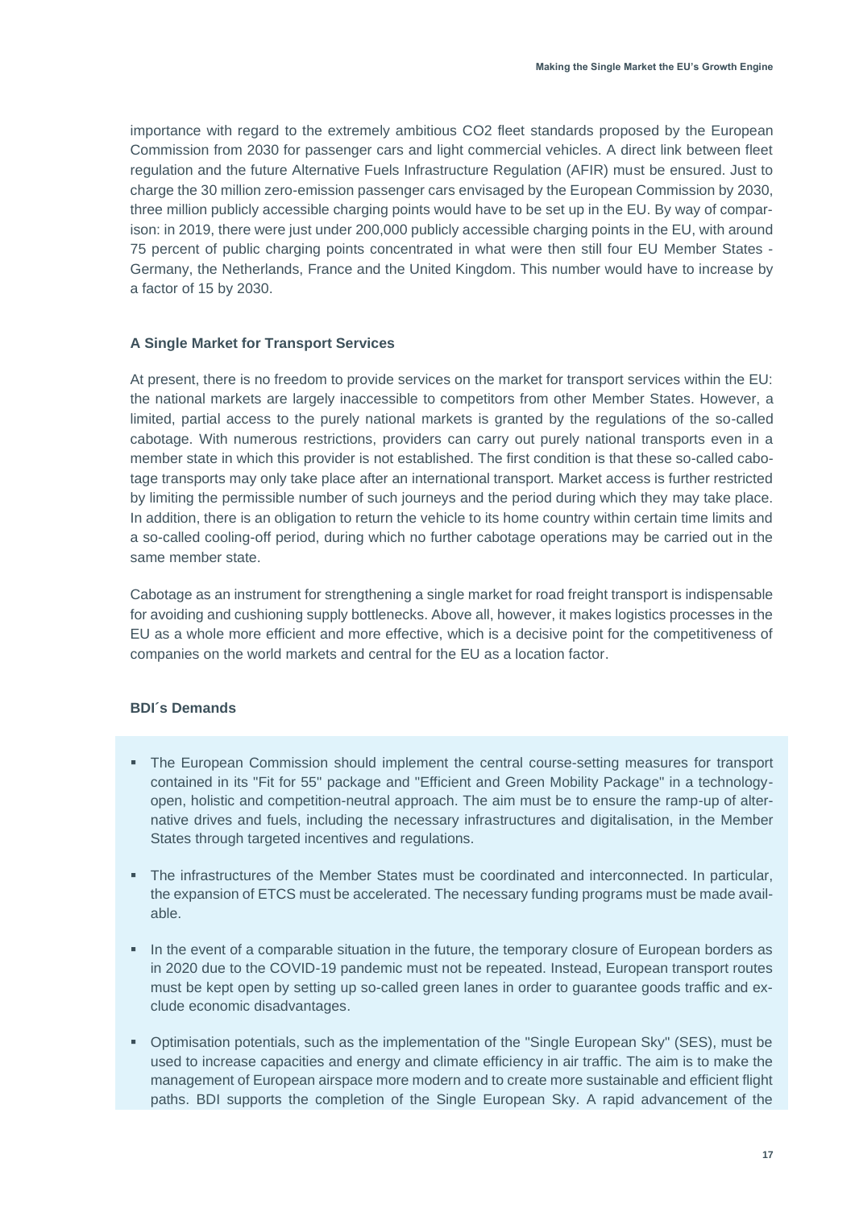importance with regard to the extremely ambitious $CO_2$ fleet standards proposed by the European Commission from 2030 for passenger cars and light commercial vehicles. A direct link between fleet regulation and the future Alternative Fuels Infrastructure Regulation (AFIR) must be ensured. Just to charge the 30 million zero-emission passenger cars envisaged by the European Commission by 2030, three million publicly accessible charging points would have to be set up in the EU. By way of comparison: in 2019, there were just under 200,000 publicly accessible charging points in the EU, with around 75 percent of public charging points concentrated in what were then still four EU Member States - Germany, the Netherlands, France and the United Kingdom. This number would have to increase by a factor of 15 by 2030.

#### A Single Market for Transport Services

At present, there is no freedom to provide services on the market for transport services within the EU: the national markets are largely inaccessible to competitors from other Member States. However, a limited, partial access to the purely national markets is granted by the regulations of the so-called cabotage. With numerous restrictions, providers can carry out purely national transports even in a member state in which this provider is not established. The first condition is that these so-called cabotage transports may only take place after an international transport. Market access is further restricted by limiting the permissible number of such journeys and the period during which they may take place. In addition, there is an obligation to return the vehicle to its home country within certain time limits and a so-called cooling-off period, during which no further cabotage operations may be carried out in the same member state.

Cabotage as an instrument for strengthening a single market for road freight transport is indispensable for avoiding and cushioning supply bottlenecks. Above all, however, it makes logistics processes in the EU as a whole more efficient and more effective, which is a decisive point for the competitiveness of companies on the world markets and central for the EU as a location factor.

#### BDI´s Demands

- The European Commission should implement the central course-setting measures for transport contained in its "Fit for 55" package and "Efficient and Green Mobility Package" in a technology-open, holistic and competition-neutral approach. The aim must be to ensure the ramp-up of alternative drives and fuels, including the necessary infrastructures and digitalisation, in the Member States through targeted incentives and regulations.
- The infrastructures of the Member States must be coordinated and interconnected. In particular, the expansion of ETCS must be accelerated. The necessary funding programs must be made available.
- In the event of a comparable situation in the future, the temporary closure of European borders as in 2020 due to the COVID-19 pandemic must not be repeated. Instead, European transport routes must be kept open by setting up so-called green lanes in order to guarantee goods traffic and exclude economic disadvantages.
- Optimisation potentials, such as the implementation of the "Single European Sky" (SES), must be used to increase capacities and energy and climate efficiency in air traffic. The aim is to make the management of European airspace more modern and to create more sustainable and efficient flight paths. BDI supports the completion of the Single European Sky. A rapid advancement of the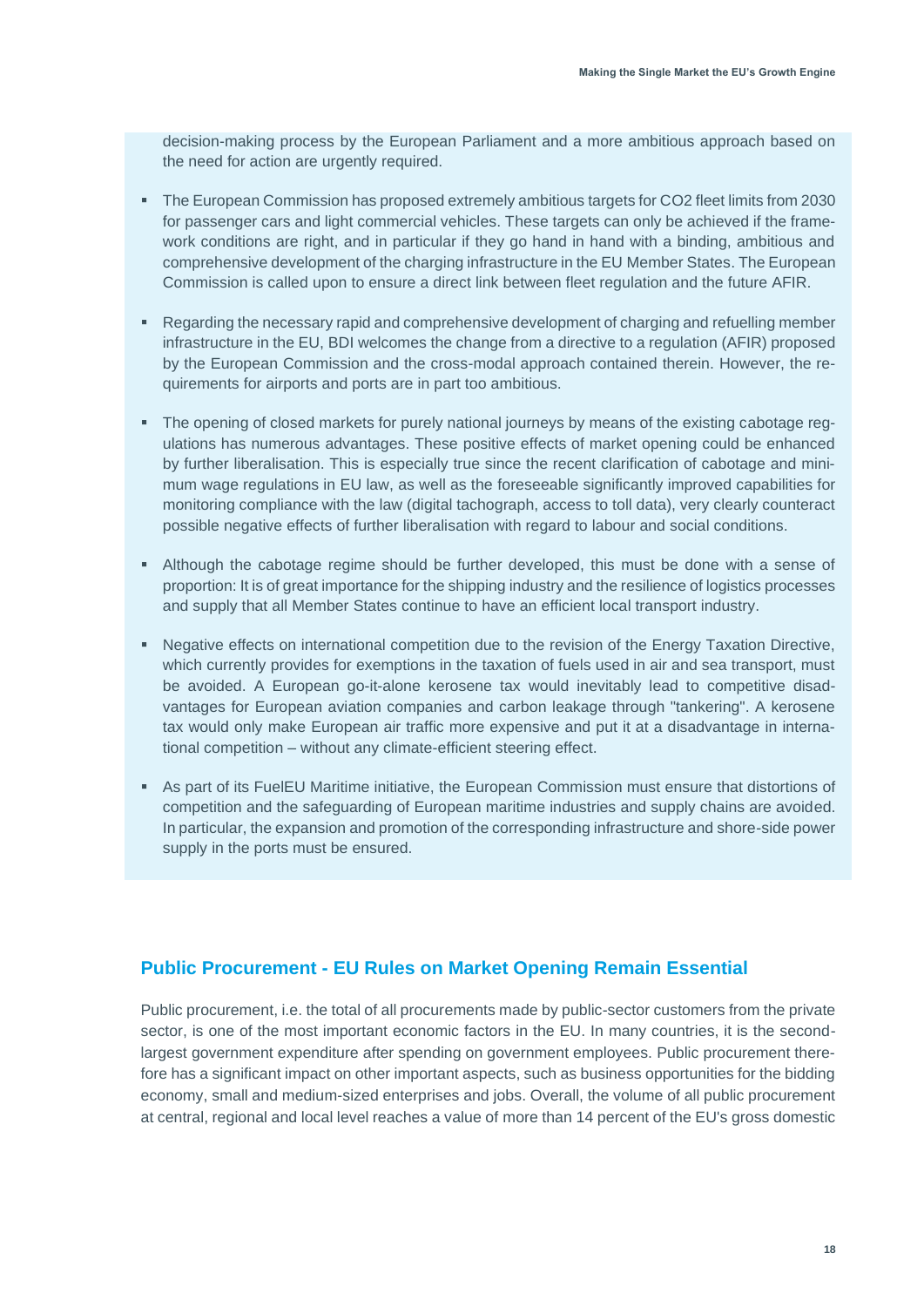decision-making process by the European Parliament and a more ambitious approach based on the need for action are urgently required.

- The European Commission has proposed extremely ambitious targets for $CO_2$ fleet limits from 2030 for passenger cars and light commercial vehicles. These targets can only be achieved if the framework conditions are right, and in particular if they go hand in hand with a binding, ambitious and comprehensive development of the charging infrastructure in the EU Member States. The European Commission is called upon to ensure a direct link between fleet regulation and the future AFIR.

- Regarding the necessary rapid and comprehensive development of charging and refuelling member infrastructure in the EU, BDI welcomes the change from a directive to a regulation (AFIR) proposed by the European Commission and the cross-modal approach contained therein. However, the requirements for airports and ports are in part too ambitious.

- The opening of closed markets for purely national journeys by means of the existing cabotage regulations has numerous advantages. These positive effects of market opening could be enhanced by further liberalisation. This is especially true since the recent clarification of cabotage and minimum wage regulations in EU law, as well as the foreseeable significantly improved capabilities for monitoring compliance with the law (digital tachograph, access to toll data), very clearly counteract possible negative effects of further liberalisation with regard to labour and social conditions.

- Although the cabotage regime should be further developed, this must be done with a sense of proportion: It is of great importance for the shipping industry and the resilience of logistics processes and supply that all Member States continue to have an efficient local transport industry.

- Negative effects on international competition due to the revision of the Energy Taxation Directive, which currently provides for exemptions in the taxation of fuels used in air and sea transport, must be avoided. A European go-it-alone kerosene tax would inevitably lead to competitive disadvantages for European aviation companies and carbon leakage through "tankering". A kerosene tax would only make European air traffic more expensive and put it at a disadvantage in international competition – without any climate-efficient steering effect.

- As part of its FuelEU Maritime initiative, the European Commission must ensure that distortions of competition and the safeguarding of European maritime industries and supply chains are avoided. In particular, the expansion and promotion of the corresponding infrastructure and shore-side power supply in the ports must be ensured.

## Public Procurement - EU Rules on Market Opening Remain Essential

Public procurement, i.e. the total of all procurements made by public-sector customers from the private sector, is one of the most important economic factors in the EU. In many countries, it is the second-largest government expenditure after spending on government employees. Public procurement therefore has a significant impact on other important aspects, such as business opportunities for the bidding economy, small and medium-sized enterprises and jobs. Overall, the volume of all public procurement at central, regional and local level reaches a value of more than 14 percent of the EU's gross domestic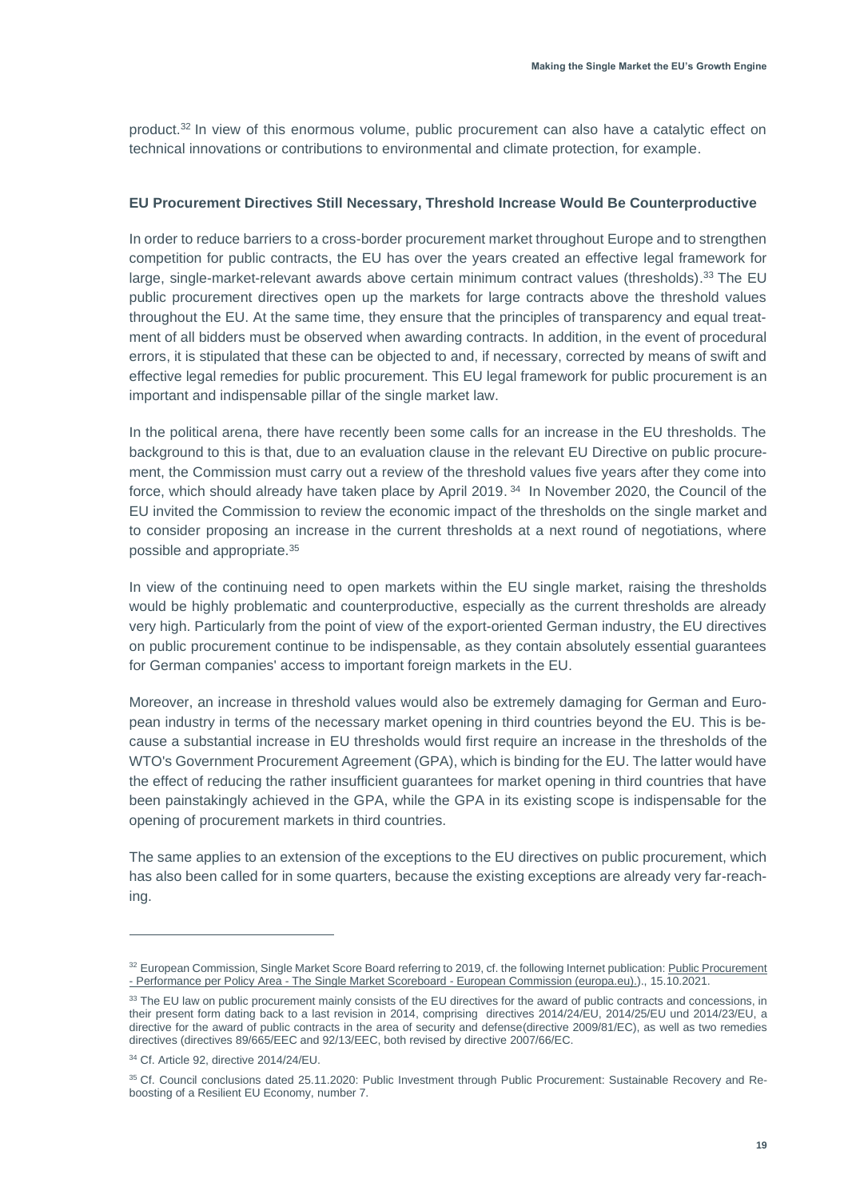product.[32] In view of this enormous volume, public procurement can also have a catalytic effect on technical innovations or contributions to environmental and climate protection, for example.

**EU Procurement Directives Still Necessary, Threshold Increase Would Be Counterproductive**

In order to reduce barriers to a cross-border procurement market throughout Europe and to strengthen competition for public contracts, the EU has over the years created an effective legal framework for large, single-market-relevant awards above certain minimum contract values (thresholds).[33] The EU public procurement directives open up the markets for large contracts above the threshold values throughout the EU. At the same time, they ensure that the principles of transparency and equal treatment of all bidders must be observed when awarding contracts. In addition, in the event of procedural errors, it is stipulated that these can be objected to and, if necessary, corrected by means of swift and effective legal remedies for public procurement. This EU legal framework for public procurement is an important and indispensable pillar of the single market law.

In the political arena, there have recently been some calls for an increase in the EU thresholds. The background to this is that, due to an evaluation clause in the relevant EU Directive on public procurement, the Commission must carry out a review of the threshold values five years after they come into force, which should already have taken place by April 2019.[34] In November 2020, the Council of the EU invited the Commission to review the economic impact of the thresholds on the single market and to consider proposing an increase in the current thresholds at a next round of negotiations, where possible and appropriate.[35]

In view of the continuing need to open markets within the EU single market, raising the thresholds would be highly problematic and counterproductive, especially as the current thresholds are already very high. Particularly from the point of view of the export-oriented German industry, the EU directives on public procurement continue to be indispensable, as they contain absolutely essential guarantees for German companies' access to important foreign markets in the EU.

Moreover, an increase in threshold values would also be extremely damaging for German and European industry in terms of the necessary market opening in third countries beyond the EU. This is because a substantial increase in EU thresholds would first require an increase in the thresholds of the WTO's Government Procurement Agreement (GPA), which is binding for the EU. The latter would have the effect of reducing the rather insufficient guarantees for market opening in third countries that have been painstakingly achieved in the GPA, while the GPA in its existing scope is indispensable for the opening of procurement markets in third countries.

The same applies to an extension of the exceptions to the EU directives on public procurement, which has also been called for in some quarters, because the existing exceptions are already very far-reaching.

---

[32] European Commission, Single Market Score Board referring to 2019, cf. the following Internet publication: Public Procurement - Performance per Policy Area - The Single Market Scoreboard - European Commission (europa.eu).)., 15.10.2021.

[33] The EU law on public procurement mainly consists of the EU directives for the award of public contracts and concessions, in their present form dating back to a last revision in 2014, comprising directives 2014/24/EU, 2014/25/EU und 2014/23/EU, a directive for the award of public contracts in the area of security and defense(directive 2009/81/EC), as well as two remedies directives (directives 89/665/EEC and 92/13/EEC, both revised by directive 2007/66/EC.

[34] Cf. Article 92, directive 2014/24/EU.

[35] Cf. Council conclusions dated 25.11.2020: Public Investment through Public Procurement: Sustainable Recovery and Reboosting of a Resilient EU Economy, number 7.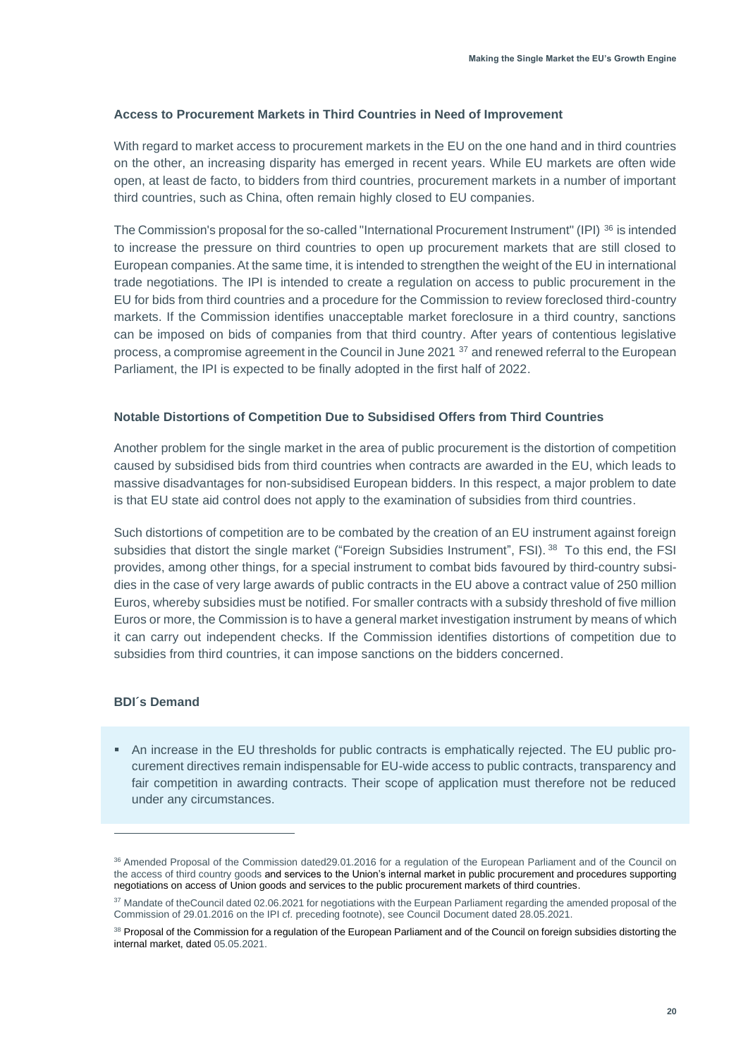### Access to Procurement Markets in Third Countries in Need of Improvement

With regard to market access to procurement markets in the EU on the one hand and in third countries on the other, an increasing disparity has emerged in recent years. While EU markets are often wide open, at least de facto, to bidders from third countries, procurement markets in a number of important third countries, such as China, often remain highly closed to EU companies.

The Commission's proposal for the so-called "International Procurement Instrument" (IPI) [36] is intended to increase the pressure on third countries to open up procurement markets that are still closed to European companies. At the same time, it is intended to strengthen the weight of the EU in international trade negotiations. The IPI is intended to create a regulation on access to public procurement in the EU for bids from third countries and a procedure for the Commission to review foreclosed third-country markets. If the Commission identifies unacceptable market foreclosure in a third country, sanctions can be imposed on bids of companies from that third country. After years of contentious legislative process, a compromise agreement in the Council in June 2021 [37] and renewed referral to the European Parliament, the IPI is expected to be finally adopted in the first half of 2022.

### Notable Distortions of Competition Due to Subsidised Offers from Third Countries

Another problem for the single market in the area of public procurement is the distortion of competition caused by subsidised bids from third countries when contracts are awarded in the EU, which leads to massive disadvantages for non-subsidised European bidders. In this respect, a major problem to date is that EU state aid control does not apply to the examination of subsidies from third countries.

Such distortions of competition are to be combated by the creation of an EU instrument against foreign subsidies that distort the single market ("Foreign Subsidies Instrument", FSI). [38] To this end, the FSI provides, among other things, for a special instrument to combat bids favoured by third-country subsidies in the case of very large awards of public contracts in the EU above a contract value of 250 million Euros, whereby subsidies must be notified. For smaller contracts with a subsidy threshold of five million Euros or more, the Commission is to have a general market investigation instrument by means of which it can carry out independent checks. If the Commission identifies distortions of competition due to subsidies from third countries, it can impose sanctions on the bidders concerned.

### BDI´s Demand

- An increase in the EU thresholds for public contracts is emphatically rejected. The EU public procurement directives remain indispensable for EU-wide access to public contracts, transparency and fair competition in awarding contracts. Their scope of application must therefore not be reduced under any circumstances.

---

[36] Amended Proposal of the Commission dated29.01.2016 for a regulation of the European Parliament and of the Council on the access of third country goods and services to the Union's internal market in public procurement and procedures supporting negotiations on access of Union goods and services to the public procurement markets of third countries.

[37] Mandate of theCouncil dated 02.06.2021 for negotiations with the Eurpean Parliament regarding the amended proposal of the Commission of 29.01.2016 on the IPI cf. preceding footnote), see Council Document dated 28.05.2021.

[38] Proposal of the Commission for a regulation of the European Parliament and of the Council on foreign subsidies distorting the internal market, dated 05.05.2021.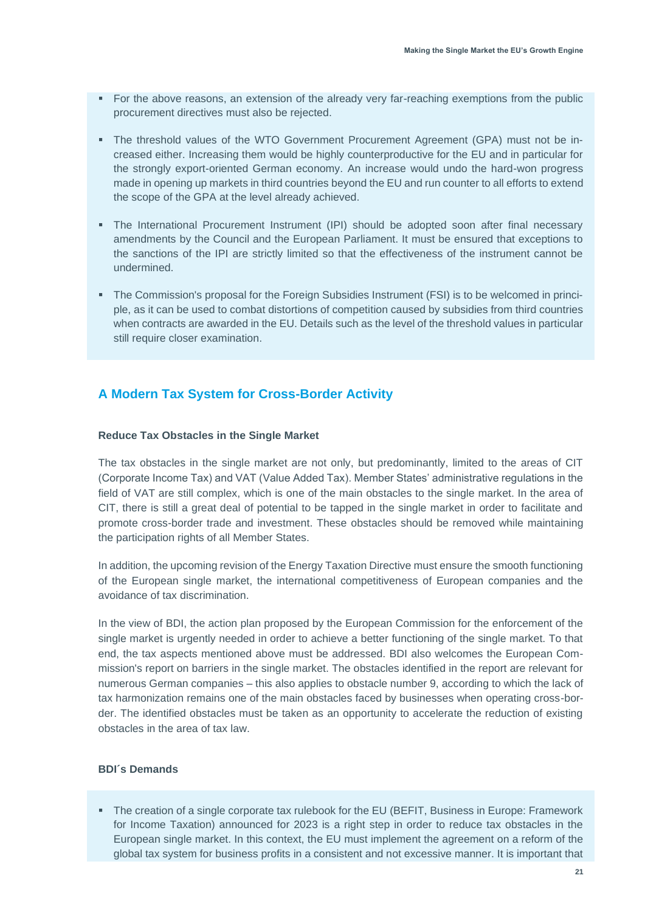- For the above reasons, an extension of the already very far-reaching exemptions from the public procurement directives must also be rejected.

- The threshold values of the WTO Government Procurement Agreement (GPA) must not be increased either. Increasing them would be highly counterproductive for the EU and in particular for the strongly export-oriented German economy. An increase would undo the hard-won progress made in opening up markets in third countries beyond the EU and run counter to all efforts to extend the scope of the GPA at the level already achieved.

- The International Procurement Instrument (IPI) should be adopted soon after final necessary amendments by the Council and the European Parliament. It must be ensured that exceptions to the sanctions of the IPI are strictly limited so that the effectiveness of the instrument cannot be undermined.

- The Commission's proposal for the Foreign Subsidies Instrument (FSI) is to be welcomed in principle, as it can be used to combat distortions of competition caused by subsidies from third countries when contracts are awarded in the EU. Details such as the level of the threshold values in particular still require closer examination.

## A Modern Tax System for Cross-Border Activity

### Reduce Tax Obstacles in the Single Market

The tax obstacles in the single market are not only, but predominantly, limited to the areas of CIT (Corporate Income Tax) and VAT (Value Added Tax). Member States' administrative regulations in the field of VAT are still complex, which is one of the main obstacles to the single market. In the area of CIT, there is still a great deal of potential to be tapped in the single market in order to facilitate and promote cross-border trade and investment. These obstacles should be removed while maintaining the participation rights of all Member States.

In addition, the upcoming revision of the Energy Taxation Directive must ensure the smooth functioning of the European single market, the international competitiveness of European companies and the avoidance of tax discrimination.

In the view of BDI, the action plan proposed by the European Commission for the enforcement of the single market is urgently needed in order to achieve a better functioning of the single market. To that end, the tax aspects mentioned above must be addressed. BDI also welcomes the European Commission's report on barriers in the single market. The obstacles identified in the report are relevant for numerous German companies – this also applies to obstacle number 9, according to which the lack of tax harmonization remains one of the main obstacles faced by businesses when operating cross-border. The identified obstacles must be taken as an opportunity to accelerate the reduction of existing obstacles in the area of tax law.

### BDI´s Demands

- The creation of a single corporate tax rulebook for the EU (BEFIT, Business in Europe: Framework for Income Taxation) announced for 2023 is a right step in order to reduce tax obstacles in the European single market. In this context, the EU must implement the agreement on a reform of the global tax system for business profits in a consistent and not excessive manner. It is important that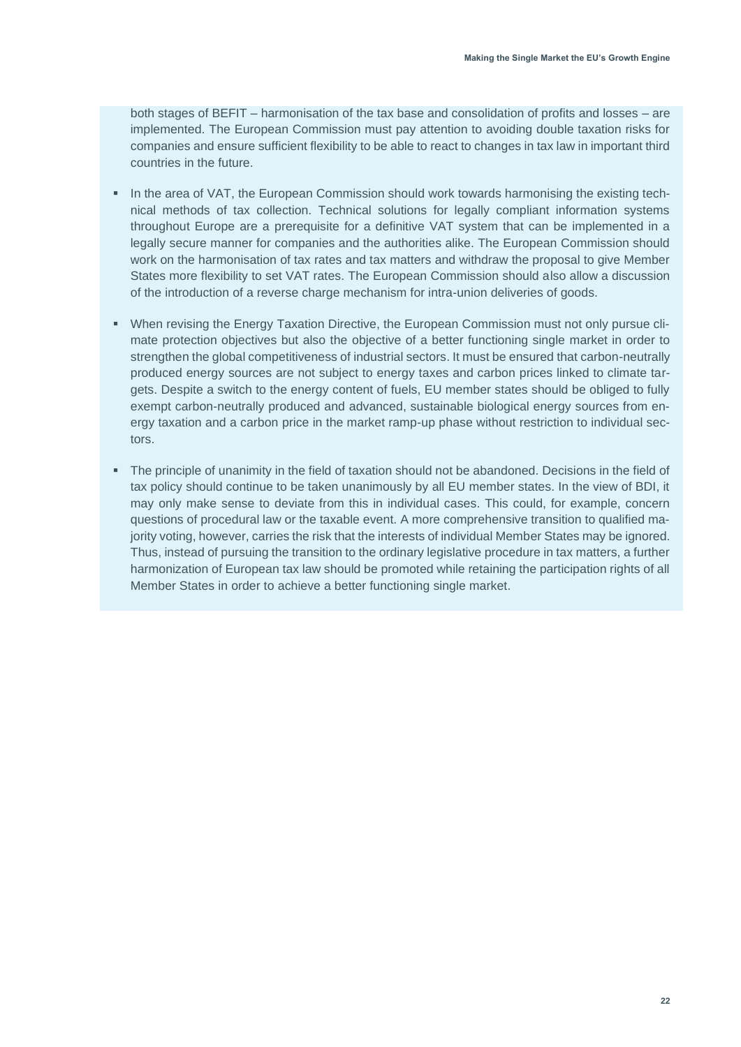both stages of BEFIT – harmonisation of the tax base and consolidation of profits and losses – are implemented. The European Commission must pay attention to avoiding double taxation risks for companies and ensure sufficient flexibility to be able to react to changes in tax law in important third countries in the future.

- In the area of VAT, the European Commission should work towards harmonising the existing technical methods of tax collection. Technical solutions for legally compliant information systems throughout Europe are a prerequisite for a definitive VAT system that can be implemented in a legally secure manner for companies and the authorities alike. The European Commission should work on the harmonisation of tax rates and tax matters and withdraw the proposal to give Member States more flexibility to set VAT rates. The European Commission should also allow a discussion of the introduction of a reverse charge mechanism for intra-union deliveries of goods.

- When revising the Energy Taxation Directive, the European Commission must not only pursue climate protection objectives but also the objective of a better functioning single market in order to strengthen the global competitiveness of industrial sectors. It must be ensured that carbon-neutrally produced energy sources are not subject to energy taxes and carbon prices linked to climate targets. Despite a switch to the energy content of fuels, EU member states should be obliged to fully exempt carbon-neutrally produced and advanced, sustainable biological energy sources from energy taxation and a carbon price in the market ramp-up phase without restriction to individual sectors.

- The principle of unanimity in the field of taxation should not be abandoned. Decisions in the field of tax policy should continue to be taken unanimously by all EU member states. In the view of BDI, it may only make sense to deviate from this in individual cases. This could, for example, concern questions of procedural law or the taxable event. A more comprehensive transition to qualified majority voting, however, carries the risk that the interests of individual Member States may be ignored. Thus, instead of pursuing the transition to the ordinary legislative procedure in tax matters, a further harmonization of European tax law should be promoted while retaining the participation rights of all Member States in order to achieve a better functioning single market.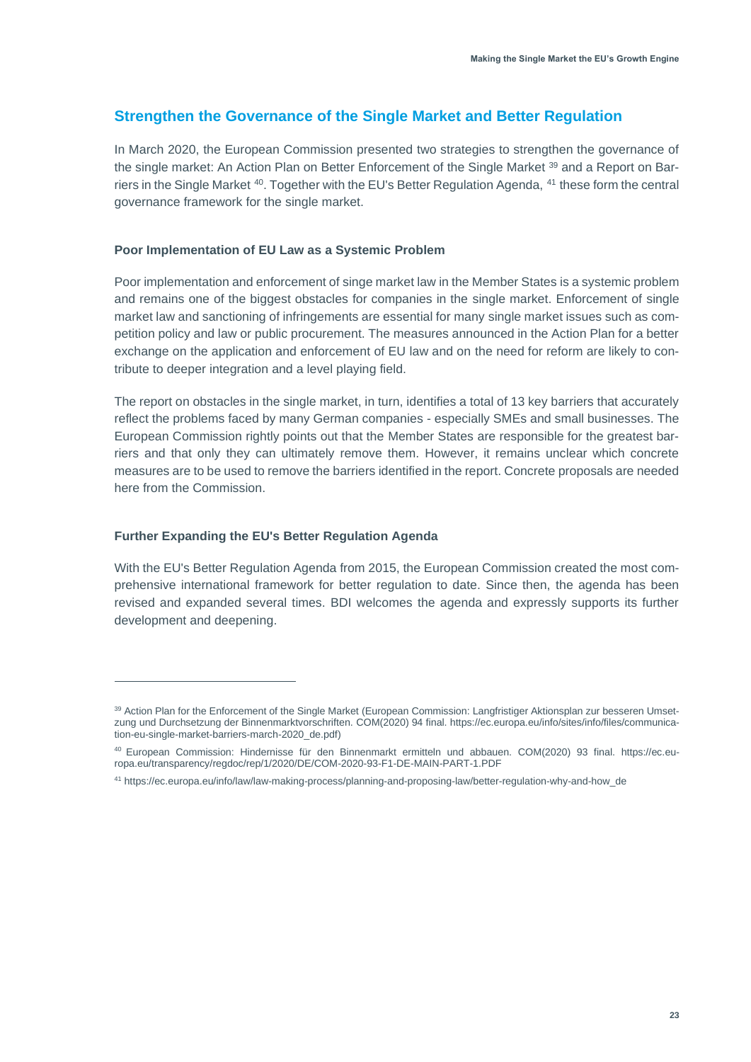## Strengthen the Governance of the Single Market and Better Regulation

In March 2020, the European Commission presented two strategies to strengthen the governance of the single market: An Action Plan on Better Enforcement of the Single Market [39] and a Report on Barriers in the Single Market [40]. Together with the EU's Better Regulation Agenda, [41] these form the central governance framework for the single market.

### Poor Implementation of EU Law as a Systemic Problem

Poor implementation and enforcement of singe market law in the Member States is a systemic problem and remains one of the biggest obstacles for companies in the single market. Enforcement of single market law and sanctioning of infringements are essential for many single market issues such as competition policy and law or public procurement. The measures announced in the Action Plan for a better exchange on the application and enforcement of EU law and on the need for reform are likely to contribute to deeper integration and a level playing field.

The report on obstacles in the single market, in turn, identifies a total of 13 key barriers that accurately reflect the problems faced by many German companies - especially SMEs and small businesses. The European Commission rightly points out that the Member States are responsible for the greatest barriers and that only they can ultimately remove them. However, it remains unclear which concrete measures are to be used to remove the barriers identified in the report. Concrete proposals are needed here from the Commission.

### Further Expanding the EU's Better Regulation Agenda

With the EU's Better Regulation Agenda from 2015, the European Commission created the most comprehensive international framework for better regulation to date. Since then, the agenda has been revised and expanded several times. BDI welcomes the agenda and expressly supports its further development and deepening.

---

[39] Action Plan for the Enforcement of the Single Market (European Commission: Langfristiger Aktionsplan zur besseren Umsetzung und Durchsetzung der Binnenmarktvorschriften. COM(2020) 94 final. https://ec.europa.eu/info/sites/info/files/communication-eu-single-market-barriers-march-2020_de.pdf)

[40] European Commission: Hindernisse für den Binnenmarkt ermitteln und abbauen. COM(2020) 93 final. https://ec.europa.eu/transparency/regdoc/rep/1/2020/DE/COM-2020-93-F1-DE-MAIN-PART-1.PDF

[41] https://ec.europa.eu/info/law/law-making-process/planning-and-proposing-law/better-regulation-why-and-how_de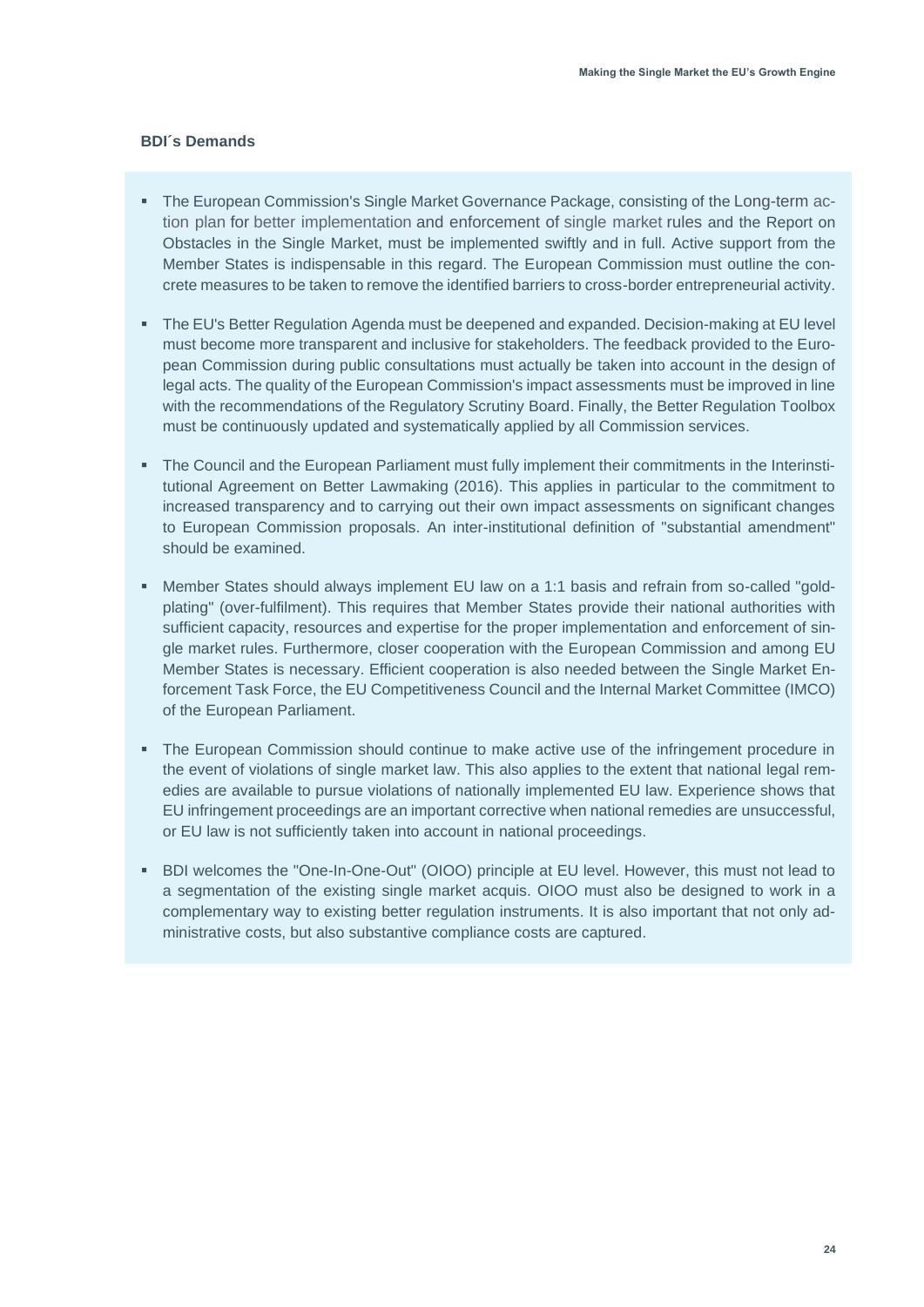### BDI´s Demands

- The European Commission's Single Market Governance Package, consisting of the Long-term action plan for better implementation and enforcement of single market rules and the Report on Obstacles in the Single Market, must be implemented swiftly and in full. Active support from the Member States is indispensable in this regard. The European Commission must outline the concrete measures to be taken to remove the identified barriers to cross-border entrepreneurial activity.
- The EU's Better Regulation Agenda must be deepened and expanded. Decision-making at EU level must become more transparent and inclusive for stakeholders. The feedback provided to the European Commission during public consultations must actually be taken into account in the design of legal acts. The quality of the European Commission's impact assessments must be improved in line with the recommendations of the Regulatory Scrutiny Board. Finally, the Better Regulation Toolbox must be continuously updated and systematically applied by all Commission services.
- The Council and the European Parliament must fully implement their commitments in the Interinstitutional Agreement on Better Lawmaking (2016). This applies in particular to the commitment to increased transparency and to carrying out their own impact assessments on significant changes to European Commission proposals. An inter-institutional definition of "substantial amendment" should be examined.
- Member States should always implement EU law on a 1:1 basis and refrain from so-called "gold-plating" (over-fulfilment). This requires that Member States provide their national authorities with sufficient capacity, resources and expertise for the proper implementation and enforcement of single market rules. Furthermore, closer cooperation with the European Commission and among EU Member States is necessary. Efficient cooperation is also needed between the Single Market Enforcement Task Force, the EU Competitiveness Council and the Internal Market Committee (IMCO) of the European Parliament.
- The European Commission should continue to make active use of the infringement procedure in the event of violations of single market law. This also applies to the extent that national legal remedies are available to pursue violations of nationally implemented EU law. Experience shows that EU infringement proceedings are an important corrective when national remedies are unsuccessful, or EU law is not sufficiently taken into account in national proceedings.
- BDI welcomes the "One-In-One-Out" (OIOO) principle at EU level. However, this must not lead to a segmentation of the existing single market acquis. OIOO must also be designed to work in a complementary way to existing better regulation instruments. It is also important that not only administrative costs, but also substantive compliance costs are captured.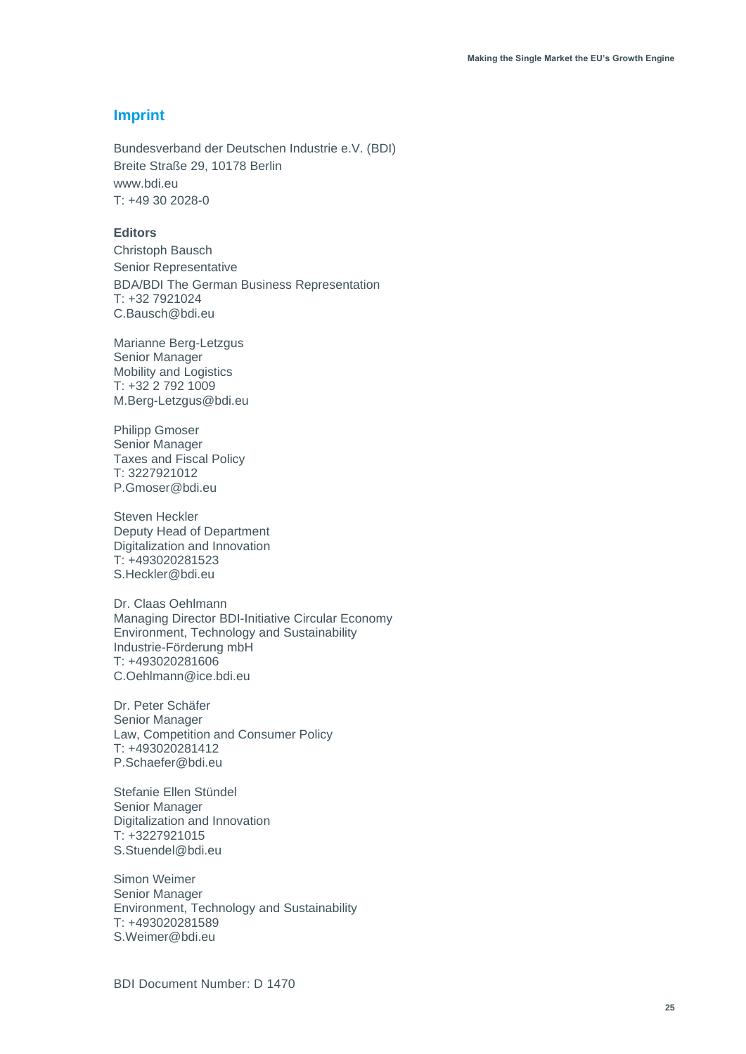## Imprint

Bundesverband der Deutschen Industrie e.V. (BDI)
Breite Straße 29, 10178 Berlin
www.bdi.eu
T: +49 30 2028-0

### Editors

Christoph Bausch
Senior Representative
BDA/BDI The German Business Representation
T: +32 7921024
C.Bausch@bdi.eu

Marianne Berg-Letzgus
Senior Manager
Mobility and Logistics
T: +32 2 792 1009
M.Berg-Letzgus@bdi.eu

Philipp Gmoser
Senior Manager
Taxes and Fiscal Policy
T: 3227921012
P.Gmoser@bdi.eu

Steven Heckler
Deputy Head of Department
Digitalization and Innovation
T: +493020281523
S.Heckler@bdi.eu

Dr. Claas Oehlmann
Managing Director BDI-Initiative Circular Economy
Environment, Technology and Sustainability
Industrie-Förderung mbH
T: +493020281606
C.Oehlmann@ice.bdi.eu

Dr. Peter Schäfer
Senior Manager
Law, Competition and Consumer Policy
T: +493020281412
P.Schaefer@bdi.eu

Stefanie Ellen Stündel
Senior Manager
Digitalization and Innovation
T: +3227921015
S.Stuendel@bdi.eu

Simon Weimer
Senior Manager
Environment, Technology and Sustainability
T: +493020281589
S.Weimer@bdi.eu

BDI Document Number: D 1470